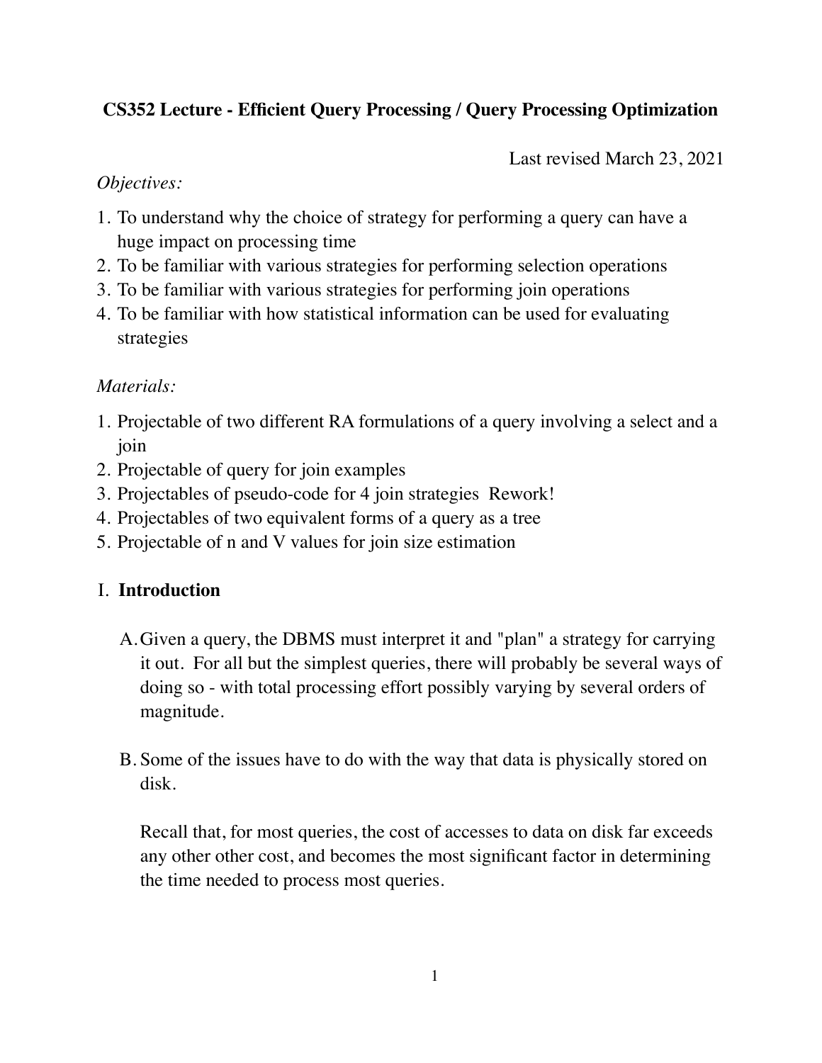# CS352 Lecture - Efficient Query Processing / Query Processing Optimization

Last revised March 23, 2021

*Objectives:*

1. To understand why the choice of strategy for performing a query can have a huge impact on processing time
2. To be familiar with various strategies for performing selection operations
3. To be familiar with various strategies for performing join operations
4. To be familiar with how statistical information can be used for evaluating strategies

*Materials:*

1. Projectable of two different RA formulations of a query involving a select and a join
2. Projectable of query for join examples
3. Projectables of pseudo-code for 4 join strategies Rework!
4. Projectables of two equivalent forms of a query as a tree
5. Projectable of n and V values for join size estimation

## I. Introduction

A. Given a query, the DBMS must interpret it and "plan" a strategy for carrying it out. For all but the simplest queries, there will probably be several ways of doing so - with total processing effort possibly varying by several orders of magnitude.

B. Some of the issues have to do with the way that data is physically stored on disk.

   Recall that, for most queries, the cost of accesses to data on disk far exceeds any other other cost, and becomes the most significant factor in determining the time needed to process most queries.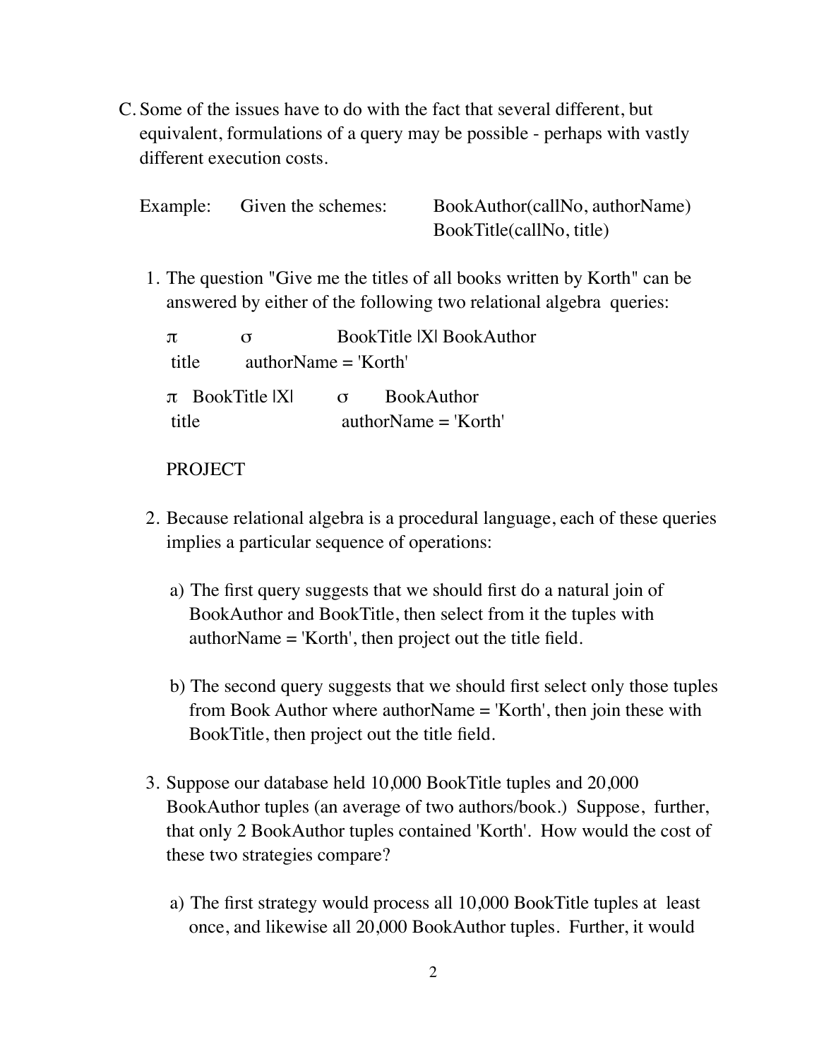C. Some of the issues have to do with the fact that several different, but equivalent, formulations of a query may be possible - perhaps with vastly different execution costs.

Example: Given the schemes: BookAuthor(callNo, authorName)
BookTitle(callNo, title)

1. The question "Give me the titles of all books written by Korth" can be answered by either of the following two relational algebra queries:

   $\pi_{title}\ \sigma_{authorName = 'Korth'}\ \text{BookTitle} \bowtie \text{BookAuthor}$

   $\pi_{title}\ \text{BookTitle} \bowtie\ \sigma_{authorName = 'Korth'}\ \text{BookAuthor}$

   PROJECT

2. Because relational algebra is a procedural language, each of these queries implies a particular sequence of operations:

   a) The first query suggests that we should first do a natural join of BookAuthor and BookTitle, then select from it the tuples with authorName = 'Korth', then project out the title field.

   b) The second query suggests that we should first select only those tuples from Book Author where authorName = 'Korth', then join these with BookTitle, then project out the title field.

3. Suppose our database held 10,000 BookTitle tuples and 20,000 BookAuthor tuples (an average of two authors/book.) Suppose, further, that only 2 BookAuthor tuples contained 'Korth'. How would the cost of these two strategies compare?

   a) The first strategy would process all 10,000 BookTitle tuples at least once, and likewise all 20,000 BookAuthor tuples. Further, it would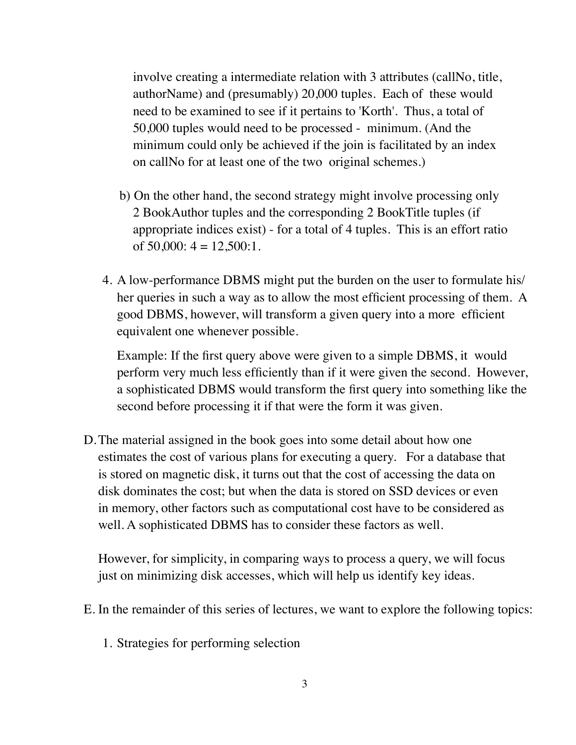involve creating a intermediate relation with 3 attributes (callNo, title, authorName) and (presumably) 20,000 tuples. Each of these would need to be examined to see if it pertains to 'Korth'. Thus, a total of 50,000 tuples would need to be processed - minimum. (And the minimum could only be achieved if the join is facilitated by an index on callNo for at least one of the two original schemes.)

b) On the other hand, the second strategy might involve processing only 2 BookAuthor tuples and the corresponding 2 BookTitle tuples (if appropriate indices exist) - for a total of 4 tuples. This is an effort ratio of 50,000: 4 = 12,500:1.

4. A low-performance DBMS might put the burden on the user to formulate his/her queries in such a way as to allow the most efficient processing of them. A good DBMS, however, will transform a given query into a more efficient equivalent one whenever possible.

   Example: If the first query above were given to a simple DBMS, it would perform very much less efficiently than if it were given the second. However, a sophisticated DBMS would transform the first query into something like the second before processing it if that were the form it was given.

D. The material assigned in the book goes into some detail about how one estimates the cost of various plans for executing a query. For a database that is stored on magnetic disk, it turns out that the cost of accessing the data on disk dominates the cost; but when the data is stored on SSD devices or even in memory, other factors such as computational cost have to be considered as well. A sophisticated DBMS has to consider these factors as well.

   However, for simplicity, in comparing ways to process a query, we will focus just on minimizing disk accesses, which will help us identify key ideas.

E. In the remainder of this series of lectures, we want to explore the following topics:

   1. Strategies for performing selection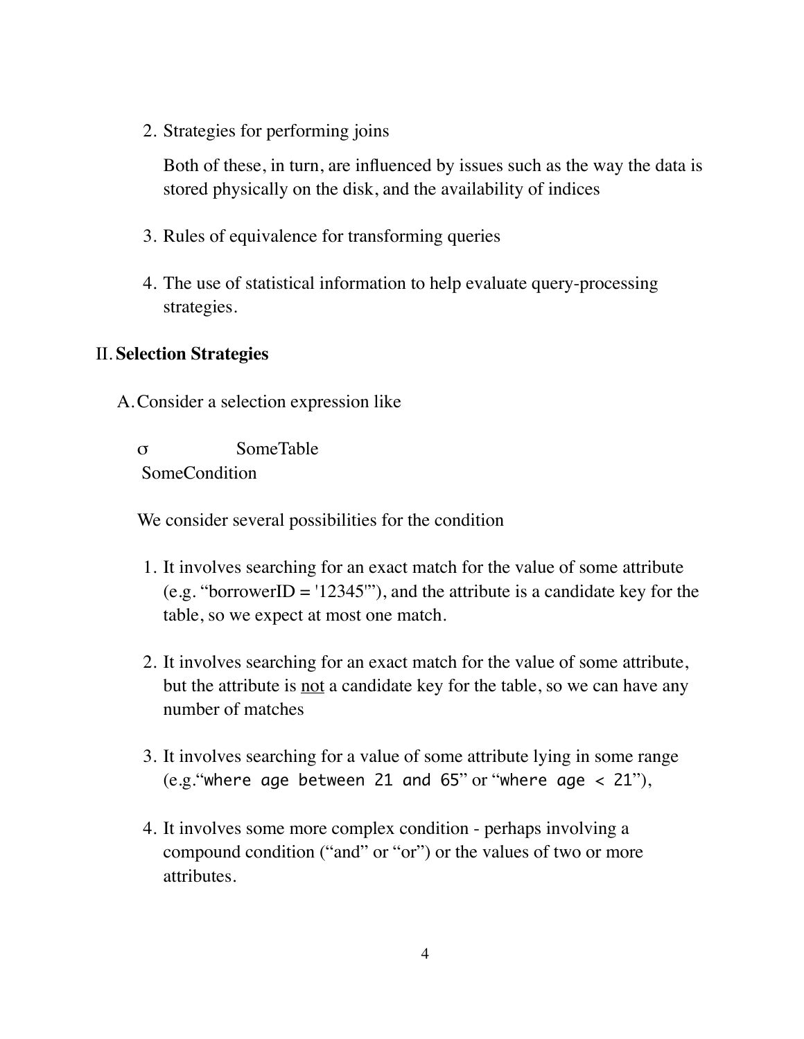2. Strategies for performing joins

   Both of these, in turn, are influenced by issues such as the way the data is stored physically on the disk, and the availability of indices

3. Rules of equivalence for transforming queries

4. The use of statistical information to help evaluate query-processing strategies.

## II. **Selection Strategies**

A. Consider a selection expression like

   $\sigma_{SomeCondition}$ SomeTable

   We consider several possibilities for the condition

   1. It involves searching for an exact match for the value of some attribute (e.g. "borrowerID = '12345'"), and the attribute is a candidate key for the table, so we expect at most one match.

   2. It involves searching for an exact match for the value of some attribute, but the attribute is <u>not</u> a candidate key for the table, so we can have any number of matches

   3. It involves searching for a value of some attribute lying in some range (e.g."`where age between 21 and 65`" or "`where age < 21`"),

   4. It involves some more complex condition - perhaps involving a compound condition ("and" or "or") or the values of two or more attributes.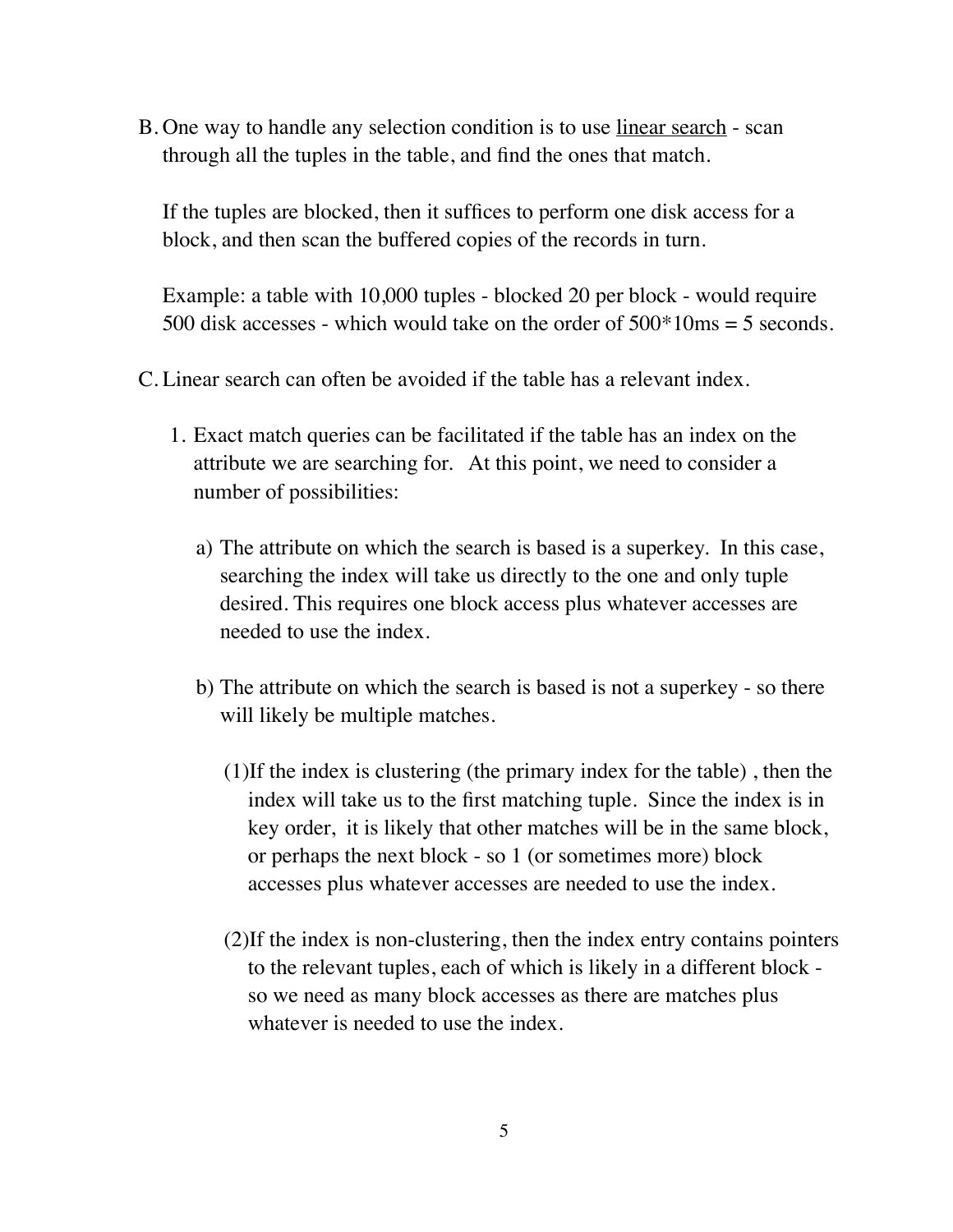B. One way to handle any selection condition is to use <u>linear search</u> - scan through all the tuples in the table, and find the ones that match.

   If the tuples are blocked, then it suffices to perform one disk access for a block, and then scan the buffered copies of the records in turn.

   Example: a table with 10,000 tuples - blocked 20 per block - would require 500 disk accesses - which would take on the order of 500*10ms = 5 seconds.

C. Linear search can often be avoided if the table has a relevant index.

   1. Exact match queries can be facilitated if the table has an index on the attribute we are searching for. At this point, we need to consider a number of possibilities:

      a) The attribute on which the search is based is a superkey. In this case, searching the index will take us directly to the one and only tuple desired. This requires one block access plus whatever accesses are needed to use the index.

      b) The attribute on which the search is based is not a superkey - so there will likely be multiple matches.

         (1) If the index is clustering (the primary index for the table) , then the index will take us to the first matching tuple. Since the index is in key order, it is likely that other matches will be in the same block, or perhaps the next block - so 1 (or sometimes more) block accesses plus whatever accesses are needed to use the index.

         (2) If the index is non-clustering, then the index entry contains pointers to the relevant tuples, each of which is likely in a different block - so we need as many block accesses as there are matches plus whatever is needed to use the index.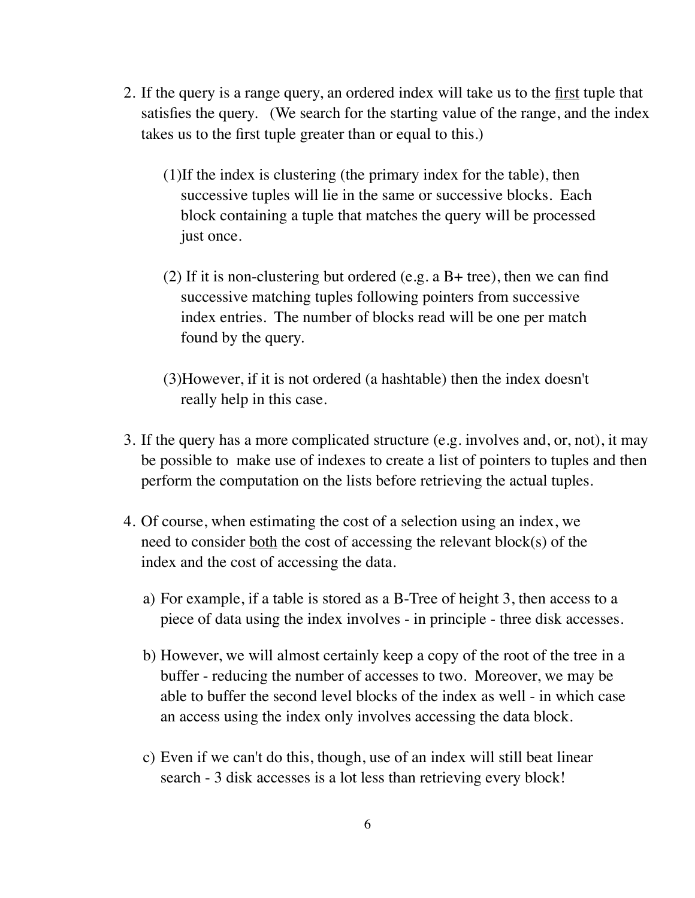2. If the query is a range query, an ordered index will take us to the <u>first</u> tuple that satisfies the query. (We search for the starting value of the range, and the index takes us to the first tuple greater than or equal to this.)

   (1)If the index is clustering (the primary index for the table), then successive tuples will lie in the same or successive blocks. Each block containing a tuple that matches the query will be processed just once.

   (2) If it is non-clustering but ordered (e.g. a B+ tree), then we can find successive matching tuples following pointers from successive index entries. The number of blocks read will be one per match found by the query.

   (3)However, if it is not ordered (a hashtable) then the index doesn't really help in this case.

3. If the query has a more complicated structure (e.g. involves and, or, not), it may be possible to make use of indexes to create a list of pointers to tuples and then perform the computation on the lists before retrieving the actual tuples.

4. Of course, when estimating the cost of a selection using an index, we need to consider <u>both</u> the cost of accessing the relevant block(s) of the index and the cost of accessing the data.

   a) For example, if a table is stored as a B-Tree of height 3, then access to a piece of data using the index involves - in principle - three disk accesses.

   b) However, we will almost certainly keep a copy of the root of the tree in a buffer - reducing the number of accesses to two. Moreover, we may be able to buffer the second level blocks of the index as well - in which case an access using the index only involves accessing the data block.

   c) Even if we can't do this, though, use of an index will still beat linear search - 3 disk accesses is a lot less than retrieving every block!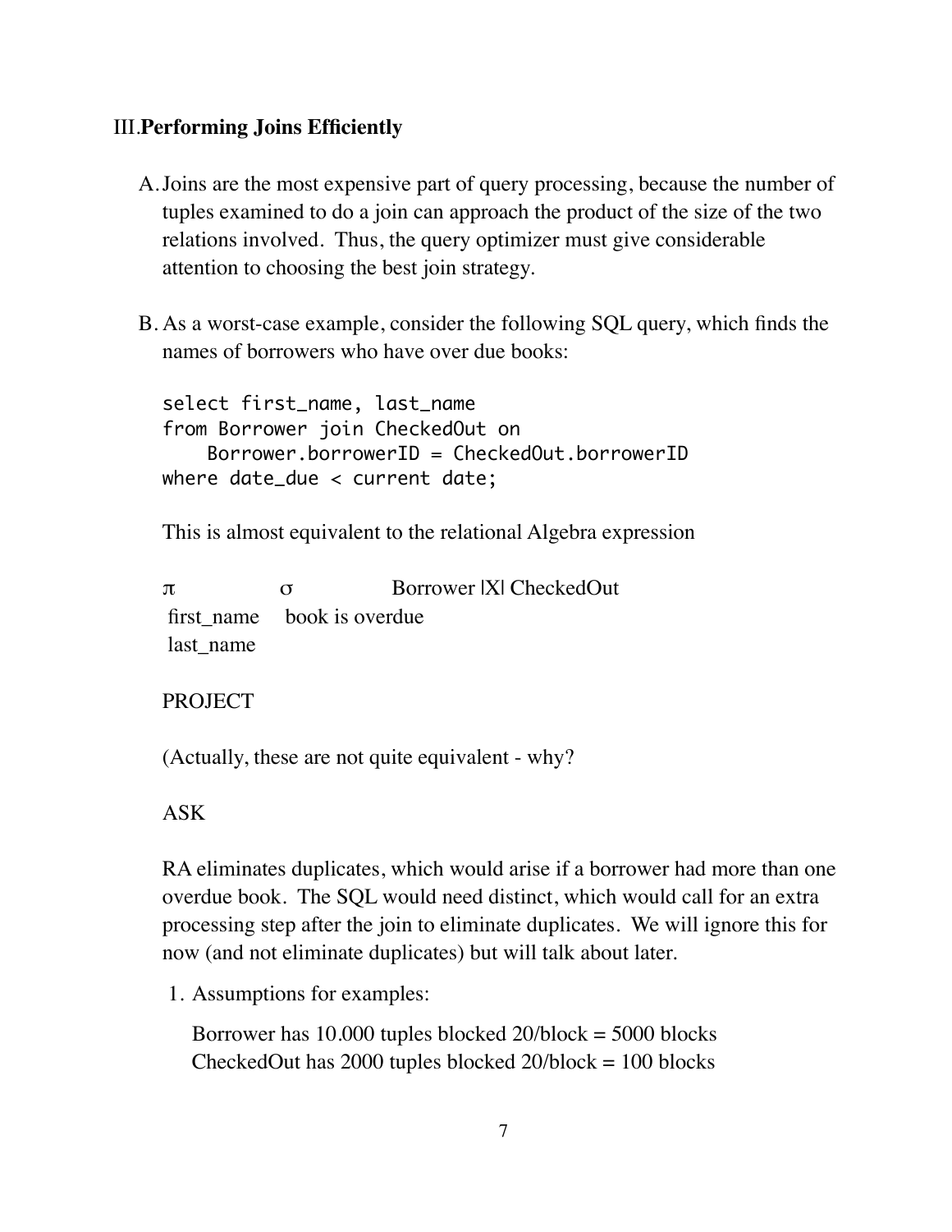## III. **Performing Joins Efficiently**

A. Joins are the most expensive part of query processing, because the number of tuples examined to do a join can approach the product of the size of the two relations involved. Thus, the query optimizer must give considerable attention to choosing the best join strategy.

B. As a worst-case example, consider the following SQL query, which finds the names of borrowers who have over due books:

```
select first_name, last_name
from Borrower join CheckedOut on
    Borrower.borrowerID = CheckedOut.borrowerID
where date_due < current date;
```

This is almost equivalent to the relational Algebra expression

$$\pi_{\text{first\_name, last\_name}} \; \sigma_{\text{book is overdue}} \; \text{Borrower |X| CheckedOut}$$

PROJECT

(Actually, these are not quite equivalent - why?

ASK

RA eliminates duplicates, which would arise if a borrower had more than one overdue book. The SQL would need distinct, which would call for an extra processing step after the join to eliminate duplicates. We will ignore this for now (and not eliminate duplicates) but will talk about later.

1. Assumptions for examples:

   Borrower has 10.000 tuples blocked 20/block = 5000 blocks
   CheckedOut has 2000 tuples blocked 20/block = 100 blocks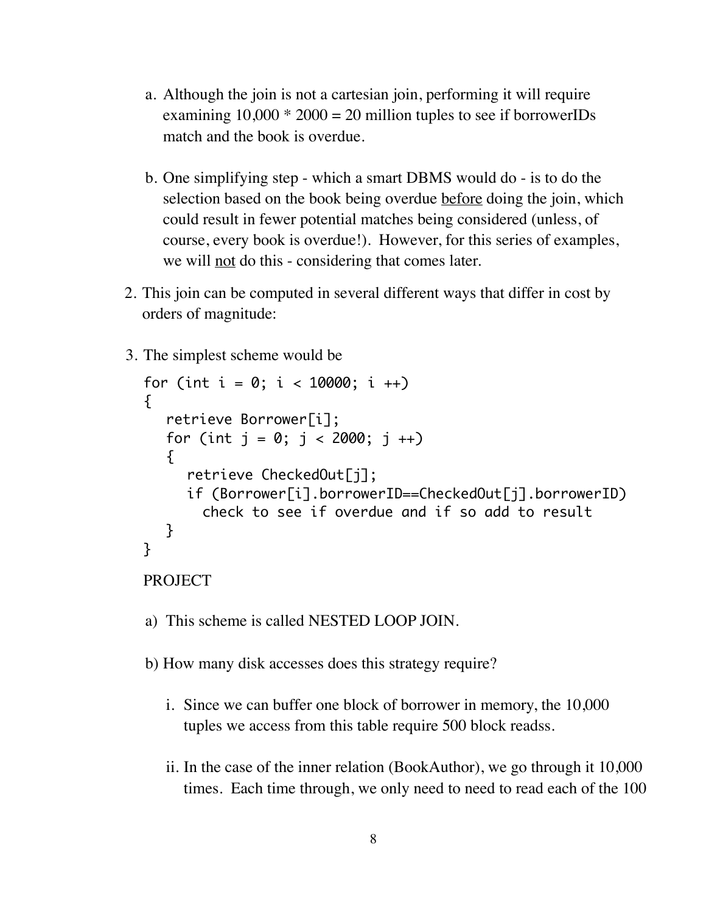a. Although the join is not a cartesian join, performing it will require examining 10,000 * 2000 = 20 million tuples to see if borrowerIDs match and the book is overdue.

b. One simplifying step - which a smart DBMS would do - is to do the selection based on the book being overdue <u>before</u> doing the join, which could result in fewer potential matches being considered (unless, of course, every book is overdue!). However, for this series of examples, we will <u>not</u> do this - considering that comes later.

2. This join can be computed in several different ways that differ in cost by orders of magnitude:

3. The simplest scheme would be

```
for (int i = 0; i < 10000; i ++)
{
   retrieve Borrower[i];
   for (int j = 0; j < 2000; j ++)
   {
      retrieve CheckedOut[j];
      if (Borrower[i].borrowerID==CheckedOut[j].borrowerID)
        check to see if overdue and if so add to result
   }
}
```

PROJECT

a) This scheme is called NESTED LOOP JOIN.

b) How many disk accesses does this strategy require?

i. Since we can buffer one block of borrower in memory, the 10,000 tuples we access from this table require 500 block readss.

ii. In the case of the inner relation (BookAuthor), we go through it 10,000 times. Each time through, we only need to need to read each of the 100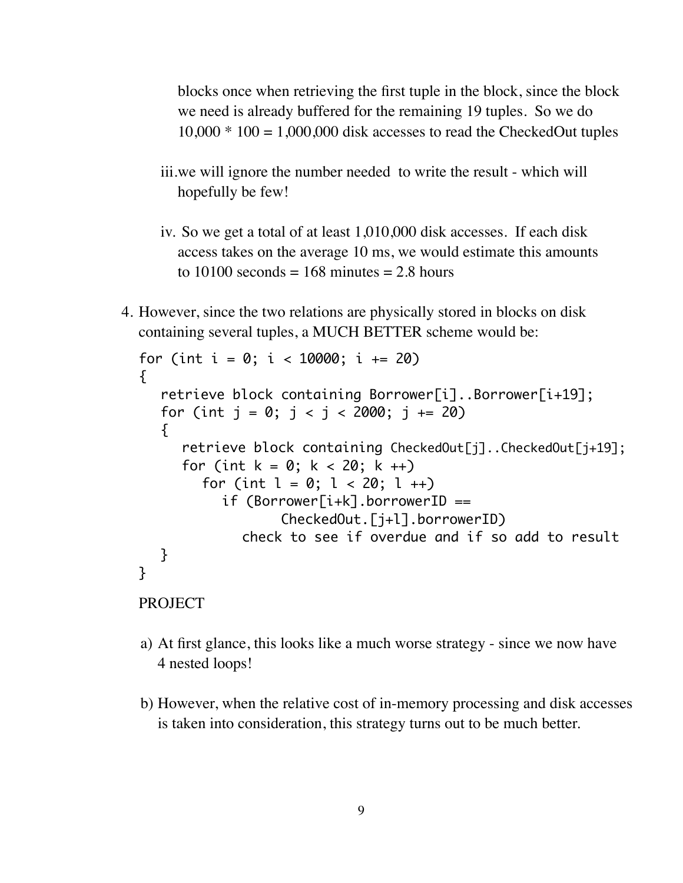blocks once when retrieving the first tuple in the block, since the block we need is already buffered for the remaining 19 tuples. So we do 10,000 * 100 = 1,000,000 disk accesses to read the CheckedOut tuples

iii. we will ignore the number needed to write the result - which will hopefully be few!

iv. So we get a total of at least 1,010,000 disk accesses. If each disk access takes on the average 10 ms, we would estimate this amounts to 10100 seconds = 168 minutes = 2.8 hours

4. However, since the two relations are physically stored in blocks on disk containing several tuples, a MUCH BETTER scheme would be:

```
for (int i = 0; i < 10000; i += 20)
{
   retrieve block containing Borrower[i]..Borrower[i+19];
   for (int j = 0; j < j < 2000; j += 20)
   {
      retrieve block containing CheckedOut[j]..CheckedOut[j+19];
      for (int k = 0; k < 20; k ++)
         for (int l = 0; l < 20; l ++)
            if (Borrower[i+k].borrowerID ==
                     CheckedOut.[j+l].borrowerID)
               check to see if overdue and if so add to result
   }
}
```

PROJECT

a) At first glance, this looks like a much worse strategy - since we now have 4 nested loops!

b) However, when the relative cost of in-memory processing and disk accesses is taken into consideration, this strategy turns out to be much better.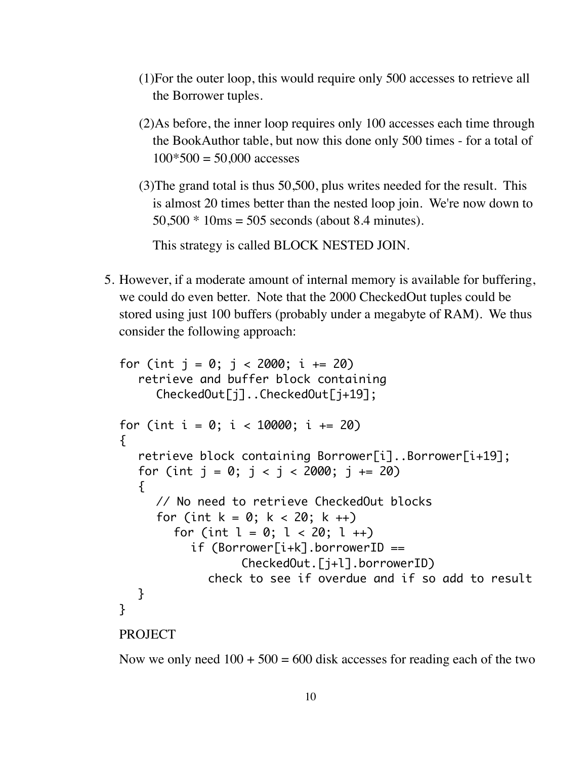(1) For the outer loop, this would require only 500 accesses to retrieve all the Borrower tuples.

(2) As before, the inner loop requires only 100 accesses each time through the BookAuthor table, but now this done only 500 times - for a total of 100*500 = 50,000 accesses

(3) The grand total is thus 50,500, plus writes needed for the result. This is almost 20 times better than the nested loop join. We're now down to 50,500 * 10ms = 505 seconds (about 8.4 minutes).

This strategy is called BLOCK NESTED JOIN.

5. However, if a moderate amount of internal memory is available for buffering, we could do even better. Note that the 2000 CheckedOut tuples could be stored using just 100 buffers (probably under a megabyte of RAM). We thus consider the following approach:

```
for (int j = 0; j < 2000; i += 20)
   retrieve and buffer block containing
      CheckedOut[j]..CheckedOut[j+19];

for (int i = 0; i < 10000; i += 20)
{
   retrieve block containing Borrower[i]..Borrower[i+19];
   for (int j = 0; j < j < 2000; j += 20)
   {
      // No need to retrieve CheckedOut blocks
      for (int k = 0; k < 20; k ++)
         for (int l = 0; l < 20; l ++)
            if (Borrower[i+k].borrowerID ==
                    CheckedOut.[j+l].borrowerID)
               check to see if overdue and if so add to result
   }
}
```

PROJECT

Now we only need 100 + 500 = 600 disk accesses for reading each of the two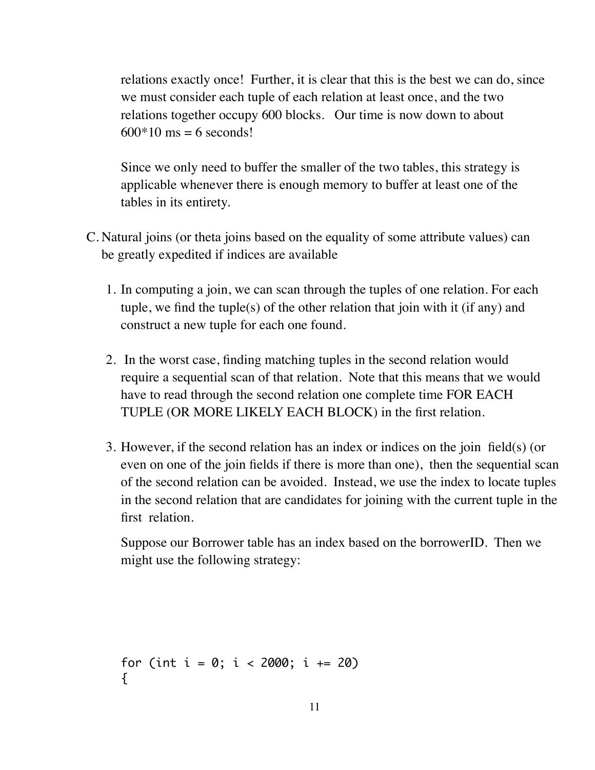relations exactly once! Further, it is clear that this is the best we can do, since we must consider each tuple of each relation at least once, and the two relations together occupy 600 blocks. Our time is now down to about 600*10 ms = 6 seconds!

Since we only need to buffer the smaller of the two tables, this strategy is applicable whenever there is enough memory to buffer at least one of the tables in its entirety.

C. Natural joins (or theta joins based on the equality of some attribute values) can be greatly expedited if indices are available

1. In computing a join, we can scan through the tuples of one relation. For each tuple, we find the tuple(s) of the other relation that join with it (if any) and construct a new tuple for each one found.

2. In the worst case, finding matching tuples in the second relation would require a sequential scan of that relation. Note that this means that we would have to read through the second relation one complete time FOR EACH TUPLE (OR MORE LIKELY EACH BLOCK) in the first relation.

3. However, if the second relation has an index or indices on the join field(s) (or even on one of the join fields if there is more than one), then the sequential scan of the second relation can be avoided. Instead, we use the index to locate tuples in the second relation that are candidates for joining with the current tuple in the first relation.

   Suppose our Borrower table has an index based on the borrowerID. Then we might use the following strategy:

```
for (int i = 0; i < 2000; i += 20)
{
```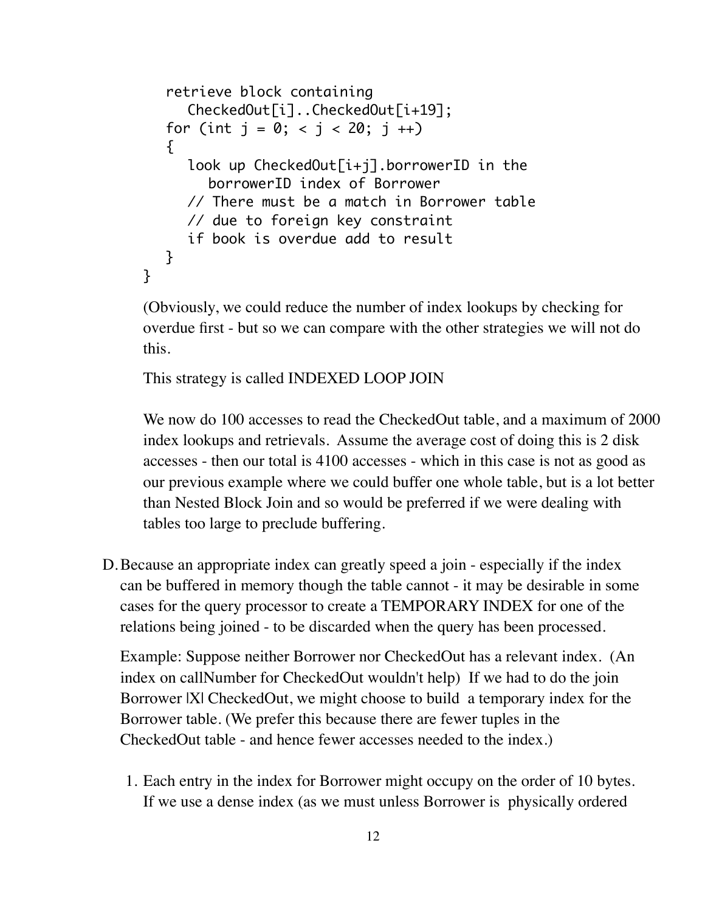```
    retrieve block containing
       CheckedOut[i]..CheckedOut[i+19];
    for (int j = 0; < j < 20; j ++)
    {
       look up CheckedOut[i+j].borrowerID in the
          borrowerID index of Borrower
       // There must be a match in Borrower table
       // due to foreign key constraint
       if book is overdue add to result
    }
}
```

(Obviously, we could reduce the number of index lookups by checking for overdue first - but so we can compare with the other strategies we will not do this.

This strategy is called INDEXED LOOP JOIN

We now do 100 accesses to read the CheckedOut table, and a maximum of 2000 index lookups and retrievals. Assume the average cost of doing this is 2 disk accesses - then our total is 4100 accesses - which in this case is not as good as our previous example where we could buffer one whole table, but is a lot better than Nested Block Join and so would be preferred if we were dealing with tables too large to preclude buffering.

D. Because an appropriate index can greatly speed a join - especially if the index can be buffered in memory though the table cannot - it may be desirable in some cases for the query processor to create a TEMPORARY INDEX for one of the relations being joined - to be discarded when the query has been processed.

   Example: Suppose neither Borrower nor CheckedOut has a relevant index. (An index on callNumber for CheckedOut wouldn't help) If we had to do the join Borrower |X| CheckedOut, we might choose to build a temporary index for the Borrower table. (We prefer this because there are fewer tuples in the CheckedOut table - and hence fewer accesses needed to the index.)

   1. Each entry in the index for Borrower might occupy on the order of 10 bytes. If we use a dense index (as we must unless Borrower is physically ordered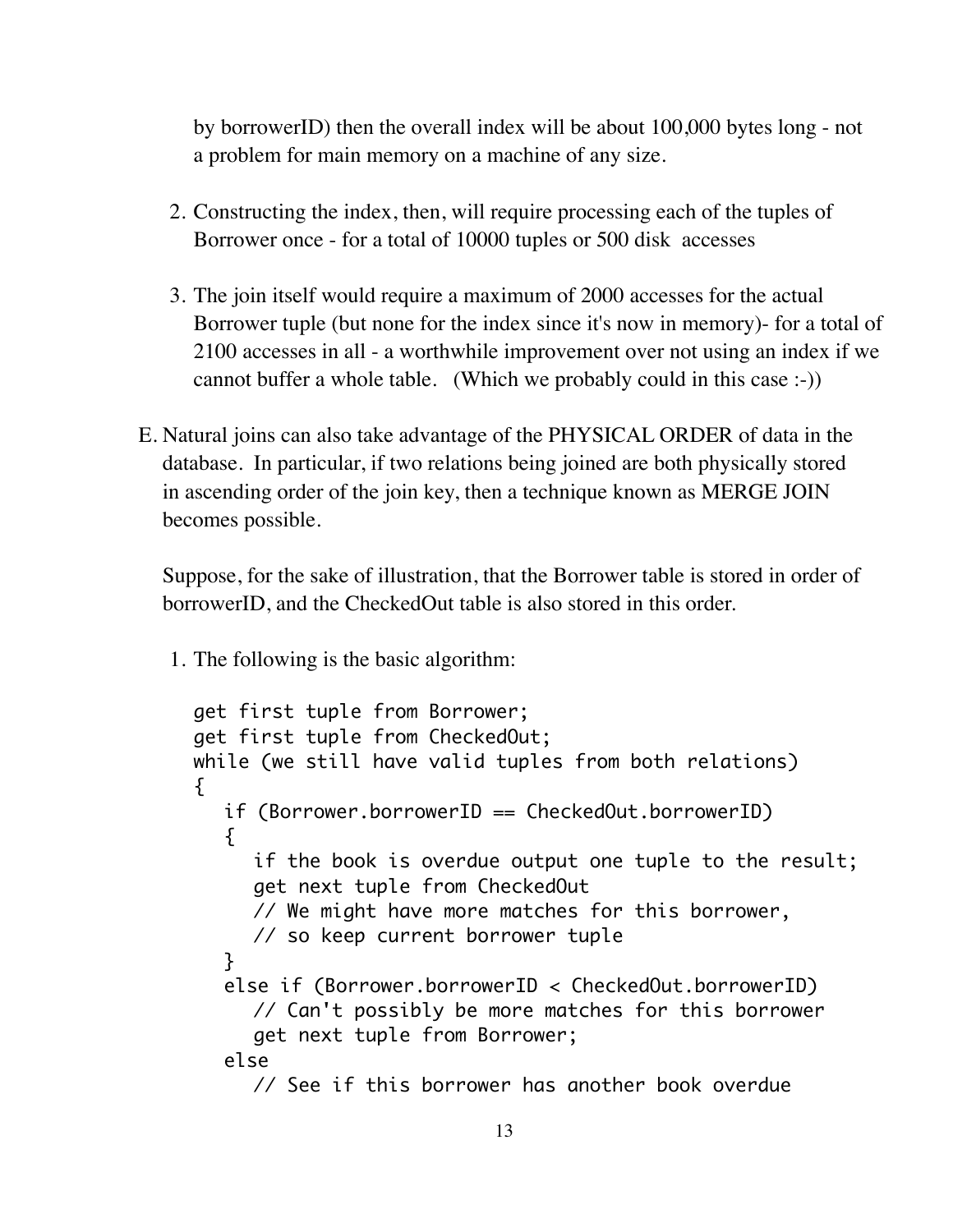by borrowerID) then the overall index will be about 100,000 bytes long - not a problem for main memory on a machine of any size.

2. Constructing the index, then, will require processing each of the tuples of Borrower once - for a total of 10000 tuples or 500 disk accesses

3. The join itself would require a maximum of 2000 accesses for the actual Borrower tuple (but none for the index since it's now in memory)- for a total of 2100 accesses in all - a worthwhile improvement over not using an index if we cannot buffer a whole table. (Which we probably could in this case :-))

E. Natural joins can also take advantage of the PHYSICAL ORDER of data in the database. In particular, if two relations being joined are both physically stored in ascending order of the join key, then a technique known as MERGE JOIN becomes possible.

   Suppose, for the sake of illustration, that the Borrower table is stored in order of borrowerID, and the CheckedOut table is also stored in this order.

   1. The following is the basic algorithm:

```
get first tuple from Borrower;
get first tuple from CheckedOut;
while (we still have valid tuples from both relations)
{
   if (Borrower.borrowerID == CheckedOut.borrowerID)
   {
      if the book is overdue output one tuple to the result;
      get next tuple from CheckedOut
      // We might have more matches for this borrower,
      // so keep current borrower tuple
   }
   else if (Borrower.borrowerID < CheckedOut.borrowerID)
      // Can't possibly be more matches for this borrower
      get next tuple from Borrower;
   else
      // See if this borrower has another book overdue
```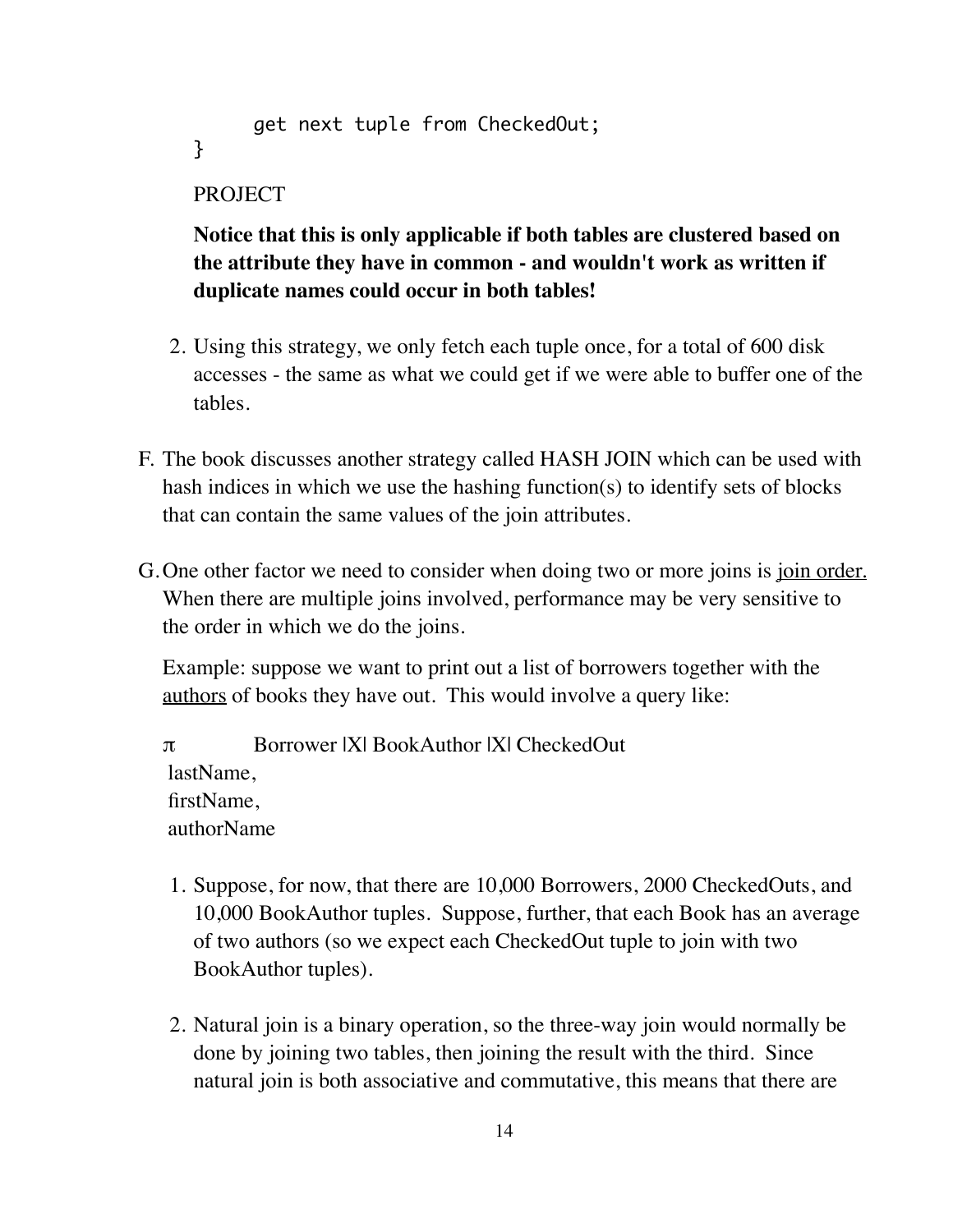```
      get next tuple from CheckedOut;
}
```

PROJECT

**Notice that this is only applicable if both tables are clustered based on the attribute they have in common - and wouldn't work as written if duplicate names could occur in both tables!**

2. Using this strategy, we only fetch each tuple once, for a total of 600 disk accesses - the same as what we could get if we were able to buffer one of the tables.

F. The book discusses another strategy called HASH JOIN which can be used with hash indices in which we use the hashing function(s) to identify sets of blocks that can contain the same values of the join attributes.

G. One other factor we need to consider when doing two or more joins is <u>join order.</u> When there are multiple joins involved, performance may be very sensitive to the order in which we do the joins.

Example: suppose we want to print out a list of borrowers together with the <u>authors</u> of books they have out. This would involve a query like:

$\pi_{lastName, firstName, authorName}$ Borrower |X| BookAuthor |X| CheckedOut

1. Suppose, for now, that there are 10,000 Borrowers, 2000 CheckedOuts, and 10,000 BookAuthor tuples. Suppose, further, that each Book has an average of two authors (so we expect each CheckedOut tuple to join with two BookAuthor tuples).

2. Natural join is a binary operation, so the three-way join would normally be done by joining two tables, then joining the result with the third. Since natural join is both associative and commutative, this means that there are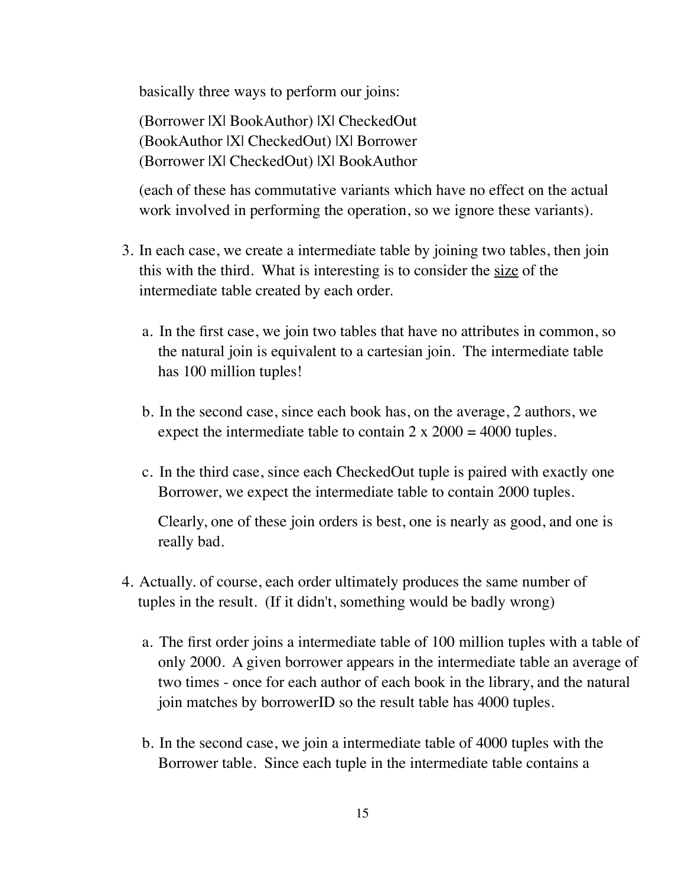basically three ways to perform our joins:

(Borrower |X| BookAuthor) |X| CheckedOut
(BookAuthor |X| CheckedOut) |X| Borrower
(Borrower |X| CheckedOut) |X| BookAuthor

(each of these has commutative variants which have no effect on the actual work involved in performing the operation, so we ignore these variants).

3. In each case, we create a intermediate table by joining two tables, then join this with the third. What is interesting is to consider the <u>size</u> of the intermediate table created by each order.

   a. In the first case, we join two tables that have no attributes in common, so the natural join is equivalent to a cartesian join. The intermediate table has 100 million tuples!

   b. In the second case, since each book has, on the average, 2 authors, we expect the intermediate table to contain 2 x 2000 = 4000 tuples.

   c. In the third case, since each CheckedOut tuple is paired with exactly one Borrower, we expect the intermediate table to contain 2000 tuples.

      Clearly, one of these join orders is best, one is nearly as good, and one is really bad.

4. Actually. of course, each order ultimately produces the same number of tuples in the result. (If it didn't, something would be badly wrong)

   a. The first order joins a intermediate table of 100 million tuples with a table of only 2000. A given borrower appears in the intermediate table an average of two times - once for each author of each book in the library, and the natural join matches by borrowerID so the result table has 4000 tuples.

   b. In the second case, we join a intermediate table of 4000 tuples with the Borrower table. Since each tuple in the intermediate table contains a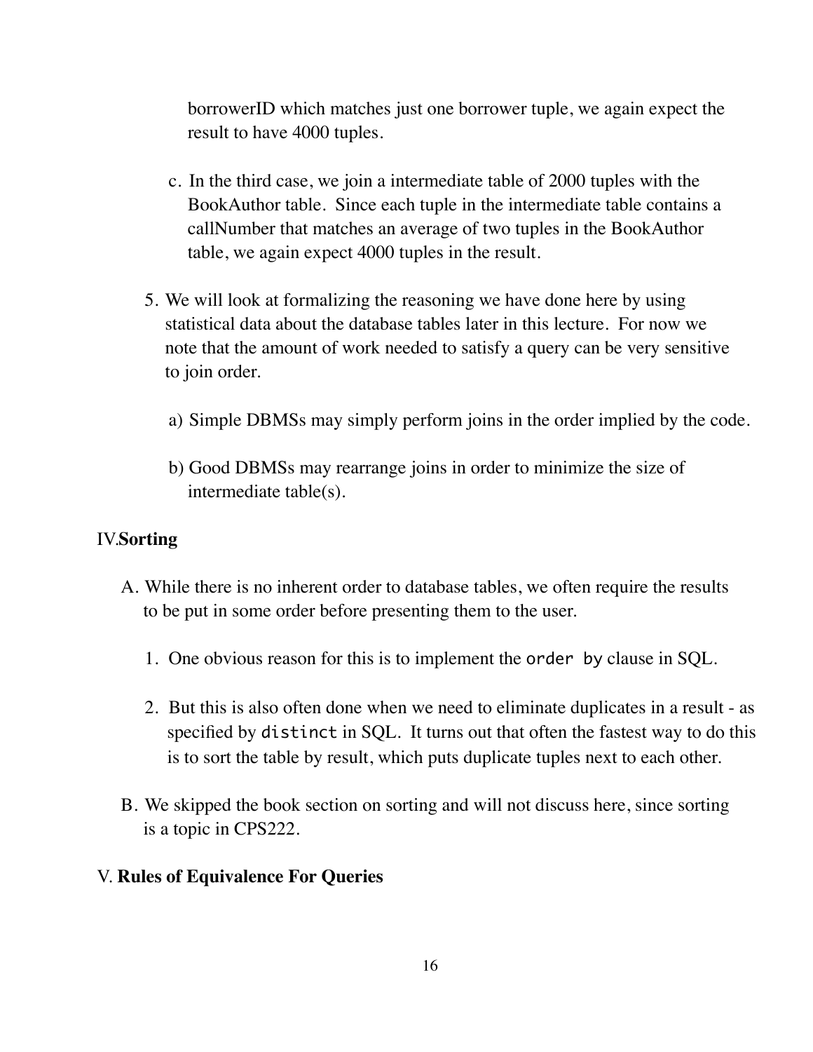borrowerID which matches just one borrower tuple, we again expect the result to have 4000 tuples.

c. In the third case, we join a intermediate table of 2000 tuples with the BookAuthor table. Since each tuple in the intermediate table contains a callNumber that matches an average of two tuples in the BookAuthor table, we again expect 4000 tuples in the result.

5. We will look at formalizing the reasoning we have done here by using statistical data about the database tables later in this lecture. For now we note that the amount of work needed to satisfy a query can be very sensitive to join order.

   a) Simple DBMSs may simply perform joins in the order implied by the code.

   b) Good DBMSs may rearrange joins in order to minimize the size of intermediate table(s).

## IV. Sorting

A. While there is no inherent order to database tables, we often require the results to be put in some order before presenting them to the user.

1. One obvious reason for this is to implement the `order by` clause in SQL.

2. But this is also often done when we need to eliminate duplicates in a result - as specified by `distinct` in SQL. It turns out that often the fastest way to do this is to sort the table by result, which puts duplicate tuples next to each other.

B. We skipped the book section on sorting and will not discuss here, since sorting is a topic in CPS222.

## V. Rules of Equivalence For Queries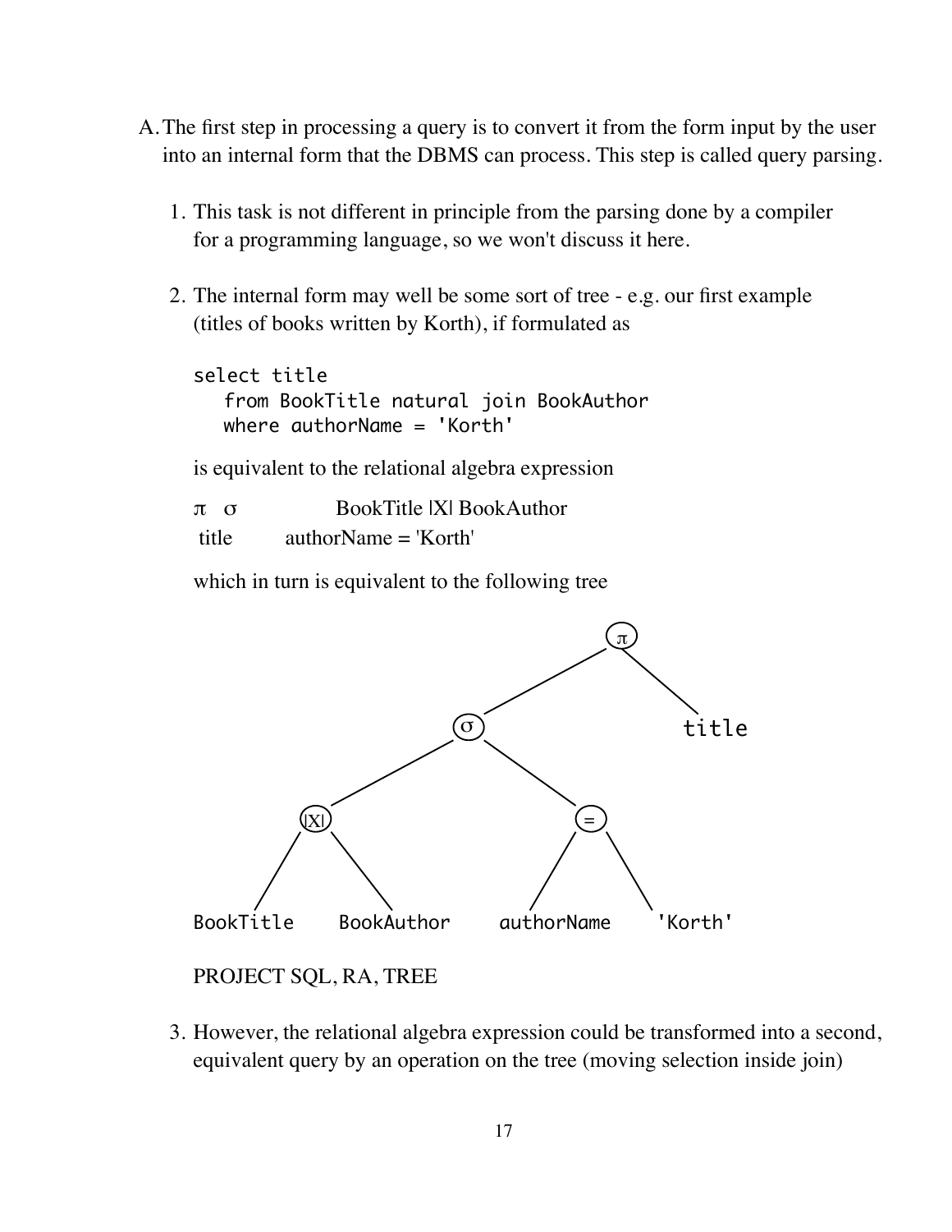A. The first step in processing a query is to convert it from the form input by the user into an internal form that the DBMS can process. This step is called query parsing.

1. This task is not different in principle from the parsing done by a compiler for a programming language, so we won't discuss it here.

2. The internal form may well be some sort of tree - e.g. our first example (titles of books written by Korth), if formulated as

```
select title
   from BookTitle natural join BookAuthor
   where authorName = 'Korth'
```

is equivalent to the relational algebra expression

$$\pi_{\text{title}} \; \sigma_{\text{authorName = 'Korth'}} \; \text{BookTitle} \bowtie \text{BookAuthor}$$

which in turn is equivalent to the following tree

```
                              π
                            /   \
                  σ               title
                /   \
            |X|       =
           /   \     /  \
   BookTitle BookAuthor authorName 'Korth'
```

PROJECT SQL, RA, TREE

3. However, the relational algebra expression could be transformed into a second, equivalent query by an operation on the tree (moving selection inside join)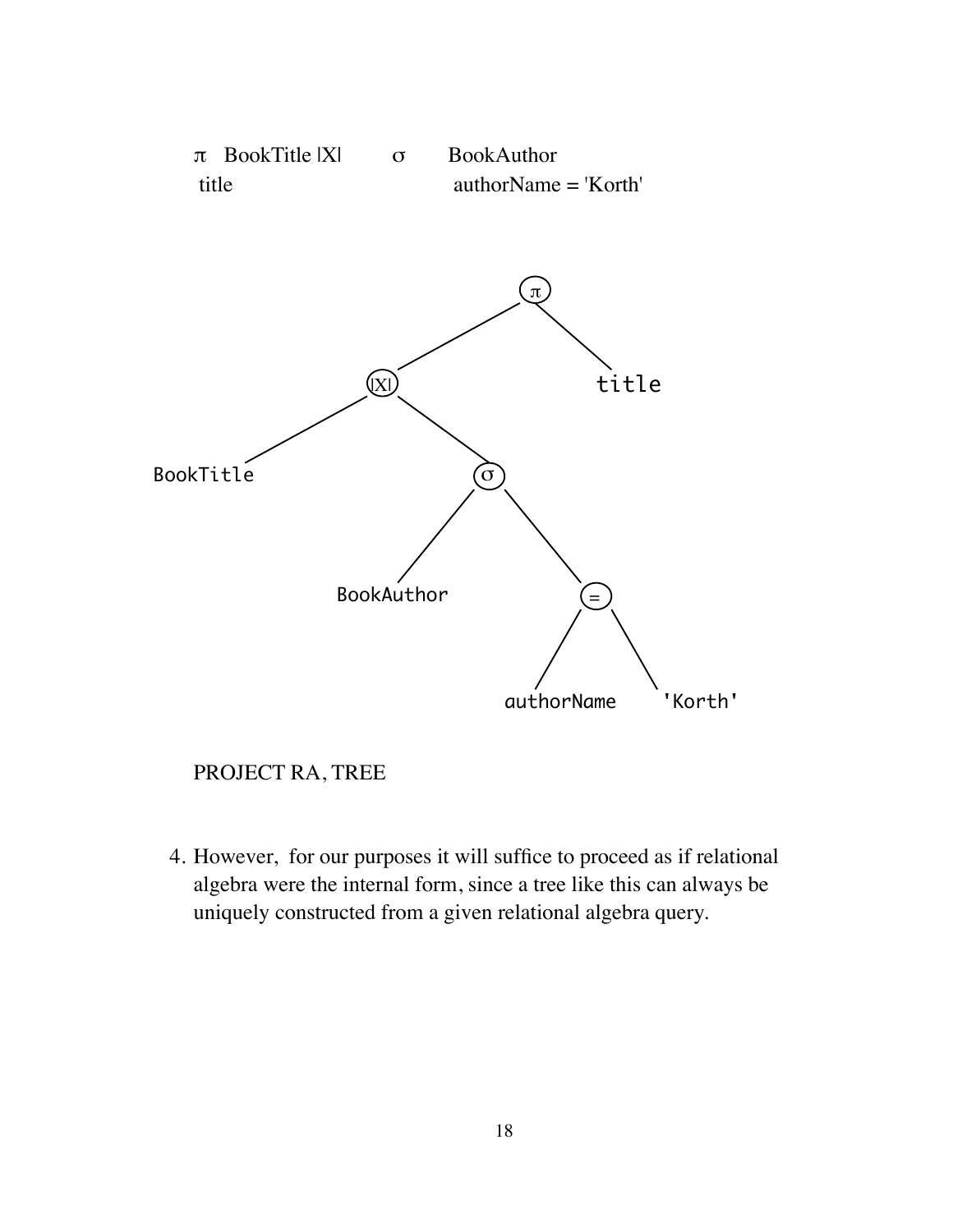$$\pi_{\text{title}} \; \text{BookTitle} \bowtie \sigma_{\text{authorName = 'Korth'}} \; \text{BookAuthor}$$

```
                    π
                  /   \
               |X|     title
              /    \
     BookTitle      σ
                   /  \
         BookAuthor    =
                      /  \
             authorName   'Korth'
```

PROJECT RA, TREE

4. However, for our purposes it will suffice to proceed as if relational algebra were the internal form, since a tree like this can always be uniquely constructed from a given relational algebra query.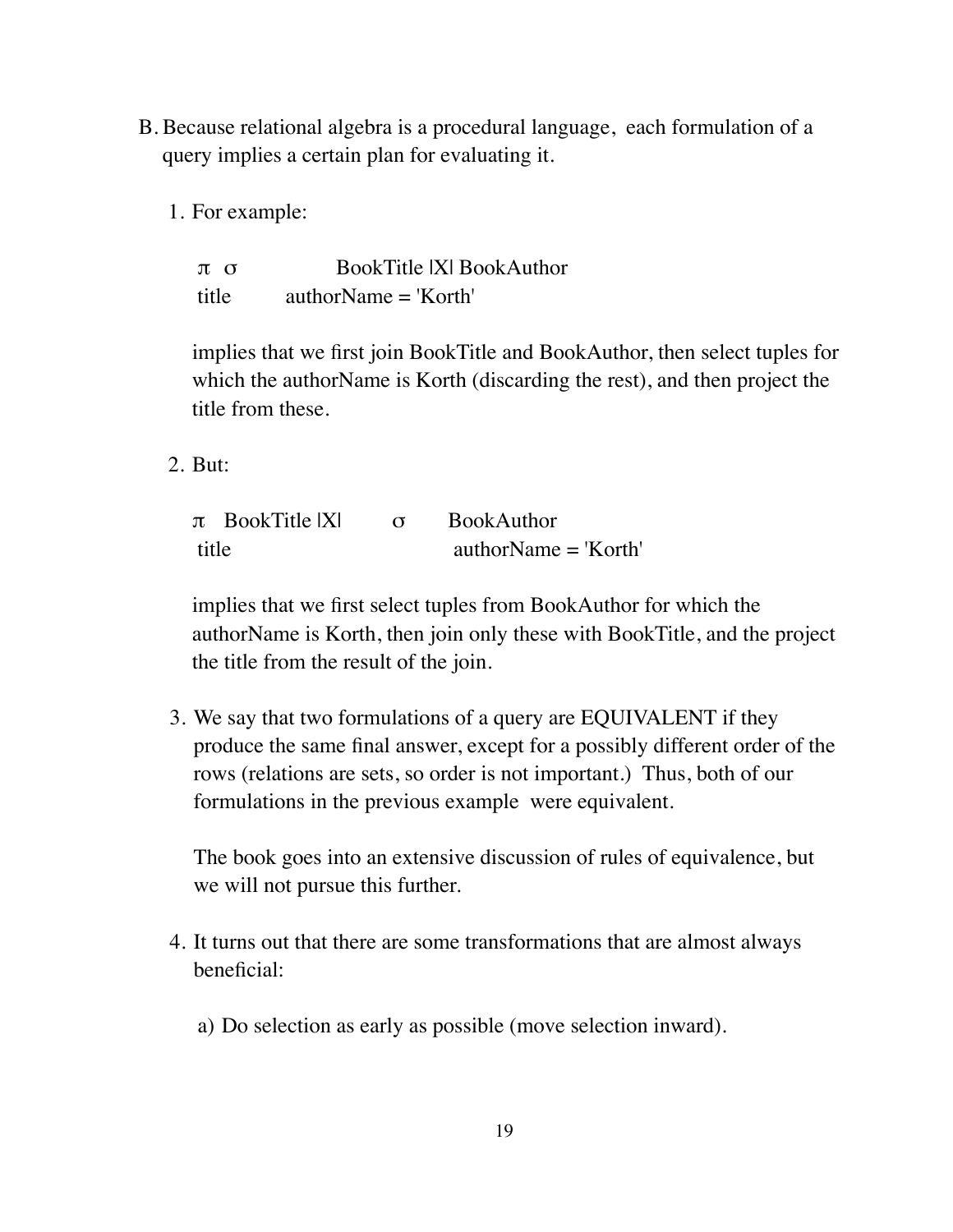B. Because relational algebra is a procedural language, each formulation of a query implies a certain plan for evaluating it.

1. For example:

   $$\pi_{title}\ \sigma_{authorName = 'Korth'}\ \text{BookTitle} \bowtie \text{BookAuthor}$$

   implies that we first join BookTitle and BookAuthor, then select tuples for which the authorName is Korth (discarding the rest), and then project the title from these.

2. But:

   $$\pi_{title}\ \text{BookTitle} \bowtie \sigma_{authorName = 'Korth'}\ \text{BookAuthor}$$

   implies that we first select tuples from BookAuthor for which the authorName is Korth, then join only these with BookTitle, and the project the title from the result of the join.

3. We say that two formulations of a query are EQUIVALENT if they produce the same final answer, except for a possibly different order of the rows (relations are sets, so order is not important.) Thus, both of our formulations in the previous example were equivalent.

   The book goes into an extensive discussion of rules of equivalence, but we will not pursue this further.

4. It turns out that there are some transformations that are almost always beneficial:

   a) Do selection as early as possible (move selection inward).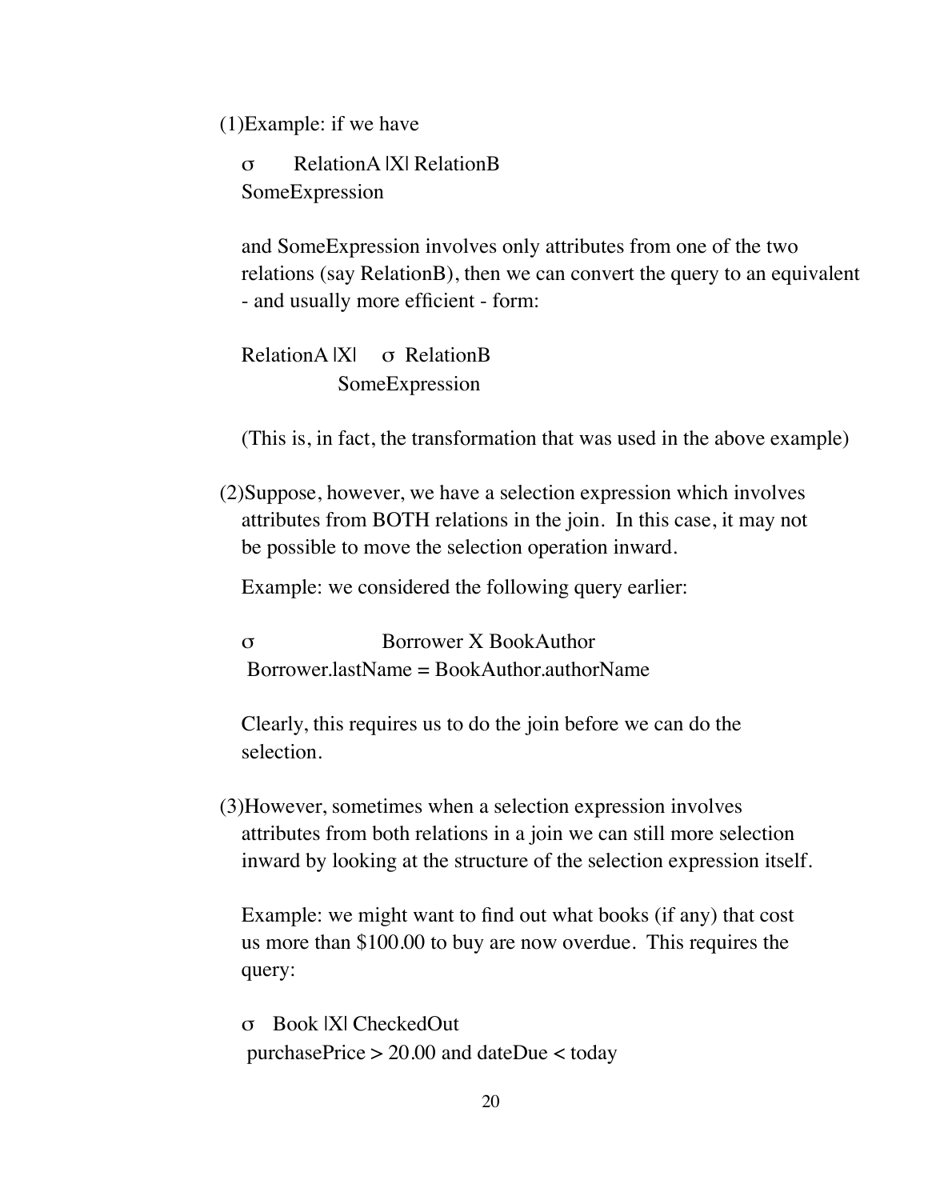(1) Example: if we have

$$\sigma_{\text{SomeExpression}} \text{ RelationA } |X| \text{ RelationB}$$

and SomeExpression involves only attributes from one of the two relations (say RelationB), then we can convert the query to an equivalent - and usually more efficient - form:

$$\text{RelationA } |X| \ \sigma_{\text{SomeExpression}} \text{ RelationB}$$

(This is, in fact, the transformation that was used in the above example)

(2) Suppose, however, we have a selection expression which involves attributes from BOTH relations in the join. In this case, it may not be possible to move the selection operation inward.

Example: we considered the following query earlier:

$$\sigma_{\text{Borrower.lastName = BookAuthor.authorName}} \text{ Borrower X BookAuthor}$$

Clearly, this requires us to do the join before we can do the selection.

(3) However, sometimes when a selection expression involves attributes from both relations in a join we can still more selection inward by looking at the structure of the selection expression itself.

Example: we might want to find out what books (if any) that cost us more than $100.00 to buy are now overdue. This requires the query:

$$\sigma_{\text{purchasePrice > 20.00 and dateDue < today}} \text{ Book } |X| \text{ CheckedOut}$$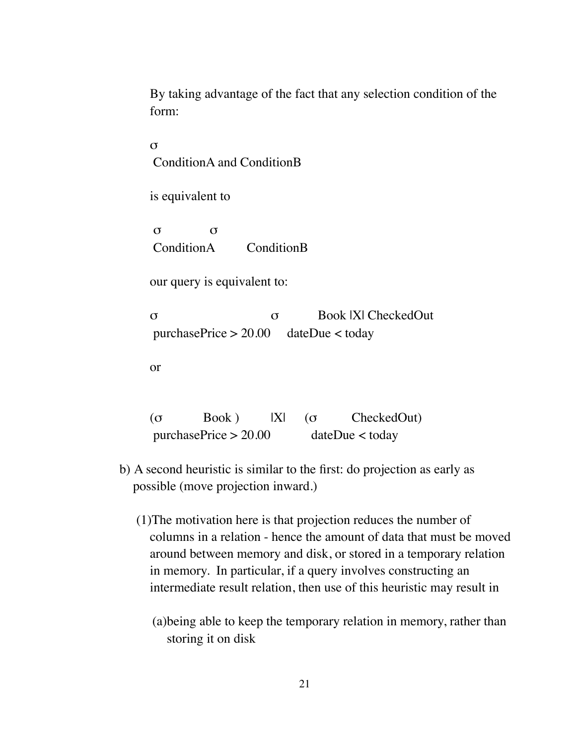By taking advantage of the fact that any selection condition of the form:

$$\sigma_{\text{ConditionA and ConditionB}}$$

is equivalent to

$$\sigma_{\text{ConditionA}} \; \sigma_{\text{ConditionB}}$$

our query is equivalent to:

$$\sigma_{\text{purchasePrice} > 20.00} \; \sigma_{\text{dateDue} < \text{today}} \; \text{Book} \bowtie \text{CheckedOut}$$

or

$$(\sigma_{\text{purchasePrice} > 20.00} \; \text{Book}) \bowtie (\sigma_{\text{dateDue} < \text{today}} \; \text{CheckedOut})$$

b) A second heuristic is similar to the first: do projection as early as possible (move projection inward.)

   (1) The motivation here is that projection reduces the number of columns in a relation - hence the amount of data that must be moved around between memory and disk, or stored in a temporary relation in memory. In particular, if a query involves constructing an intermediate result relation, then use of this heuristic may result in

      (a) being able to keep the temporary relation in memory, rather than storing it on disk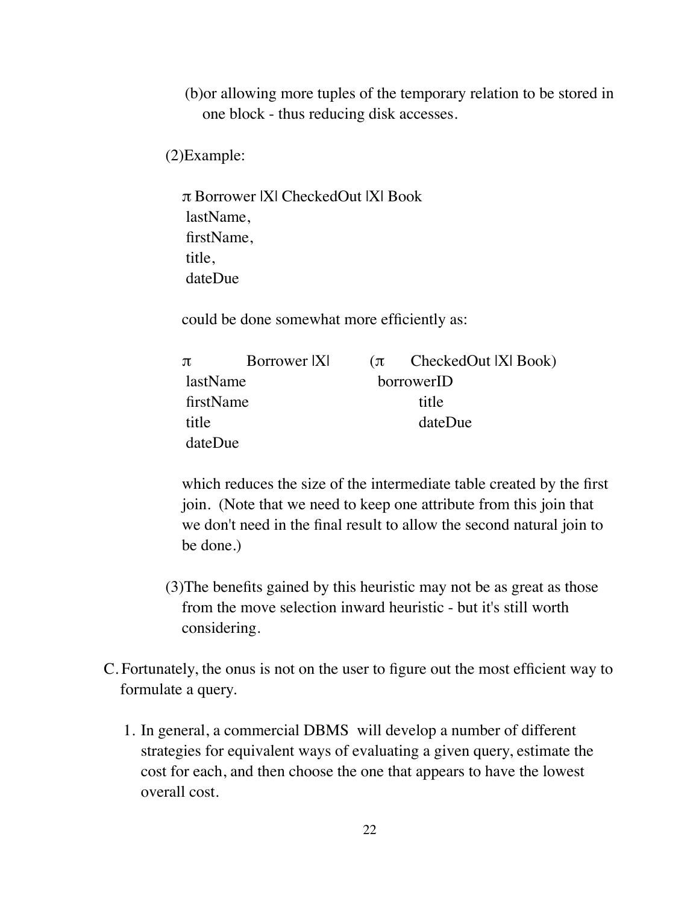(b) or allowing more tuples of the temporary relation to be stored in one block - thus reducing disk accesses.

(2) Example:

$$\pi_{\text{lastName, firstName, title, dateDue}} \text{ Borrower |X| CheckedOut |X| Book}$$

could be done somewhat more efficiently as:

$$\pi_{\text{lastName, firstName, title, dateDue}} \text{ Borrower |X| } (\pi_{\text{borrowerID, title, dateDue}} \text{ CheckedOut |X| Book})$$

which reduces the size of the intermediate table created by the first join. (Note that we need to keep one attribute from this join that we don't need in the final result to allow the second natural join to be done.)

(3) The benefits gained by this heuristic may not be as great as those from the move selection inward heuristic - but it's still worth considering.

C. Fortunately, the onus is not on the user to figure out the most efficient way to formulate a query.

1. In general, a commercial DBMS will develop a number of different strategies for equivalent ways of evaluating a given query, estimate the cost for each, and then choose the one that appears to have the lowest overall cost.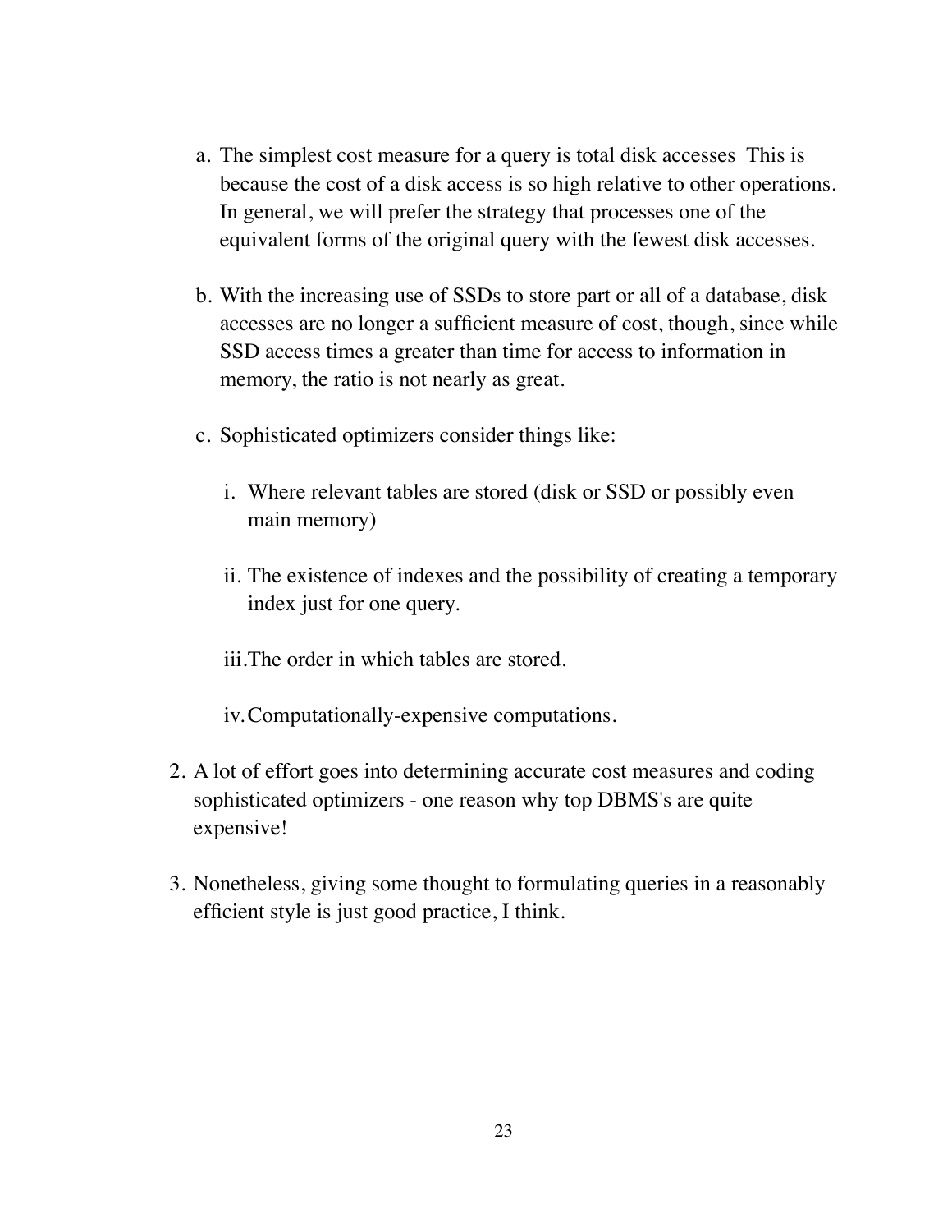a. The simplest cost measure for a query is total disk accesses  This is because the cost of a disk access is so high relative to other operations. In general, we will prefer the strategy that processes one of the equivalent forms of the original query with the fewest disk accesses.

b. With the increasing use of SSDs to store part or all of a database, disk accesses are no longer a sufficient measure of cost, though, since while SSD access times a greater than time for access to information in memory, the ratio is not nearly as great.

c. Sophisticated optimizers consider things like:

   i. Where relevant tables are stored (disk or SSD or possibly even main memory)

   ii. The existence of indexes and the possibility of creating a temporary index just for one query.

   iii. The order in which tables are stored.

   iv. Computationally-expensive computations.

2. A lot of effort goes into determining accurate cost measures and coding sophisticated optimizers - one reason why top DBMS's are quite expensive!

3. Nonetheless, giving some thought to formulating queries in a reasonably efficient style is just good practice, I think.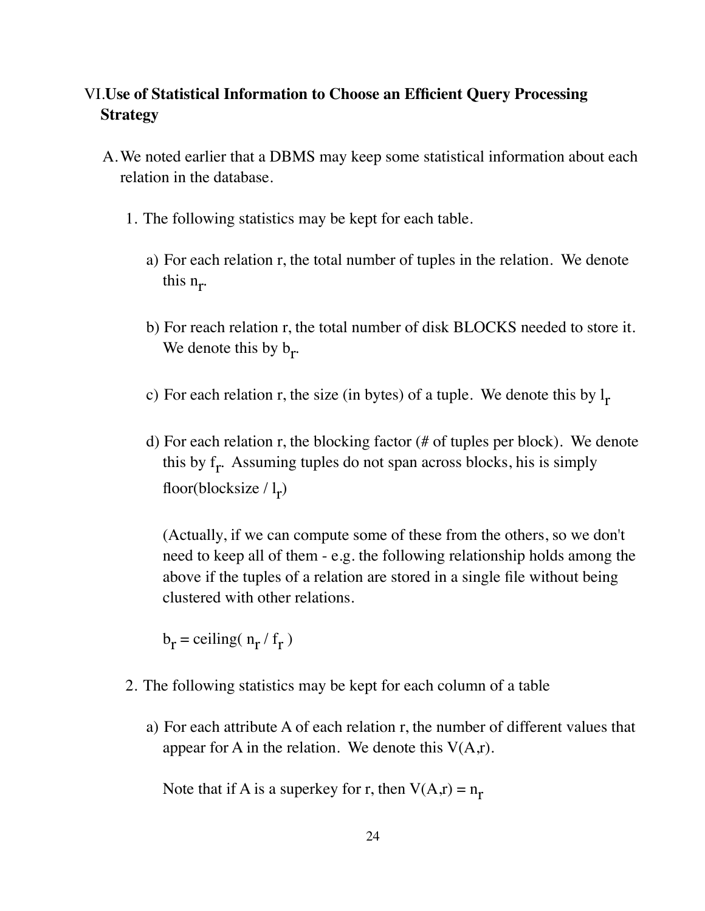## VI. Use of Statistical Information to Choose an Efficient Query Processing Strategy

A. We noted earlier that a DBMS may keep some statistical information about each relation in the database.

1. The following statistics may be kept for each table.

   a) For each relation r, the total number of tuples in the relation. We denote this $n_r$.

   b) For reach relation r, the total number of disk BLOCKS needed to store it. We denote this by $b_r$.

   c) For each relation r, the size (in bytes) of a tuple. We denote this by $l_r$

   d) For each relation r, the blocking factor (# of tuples per block). We denote this by $f_r$. Assuming tuples do not span across blocks, his is simply floor(blocksize / $l_r$)

   (Actually, if we can compute some of these from the others, so we don't need to keep all of them - e.g. the following relationship holds among the above if the tuples of a relation are stored in a single file without being clustered with other relations.

   $b_r$ = ceiling( $n_r$ / $f_r$ )

2. The following statistics may be kept for each column of a table

   a) For each attribute A of each relation r, the number of different values that appear for A in the relation. We denote this V(A,r).

   Note that if A is a superkey for r, then V(A,r) = $n_r$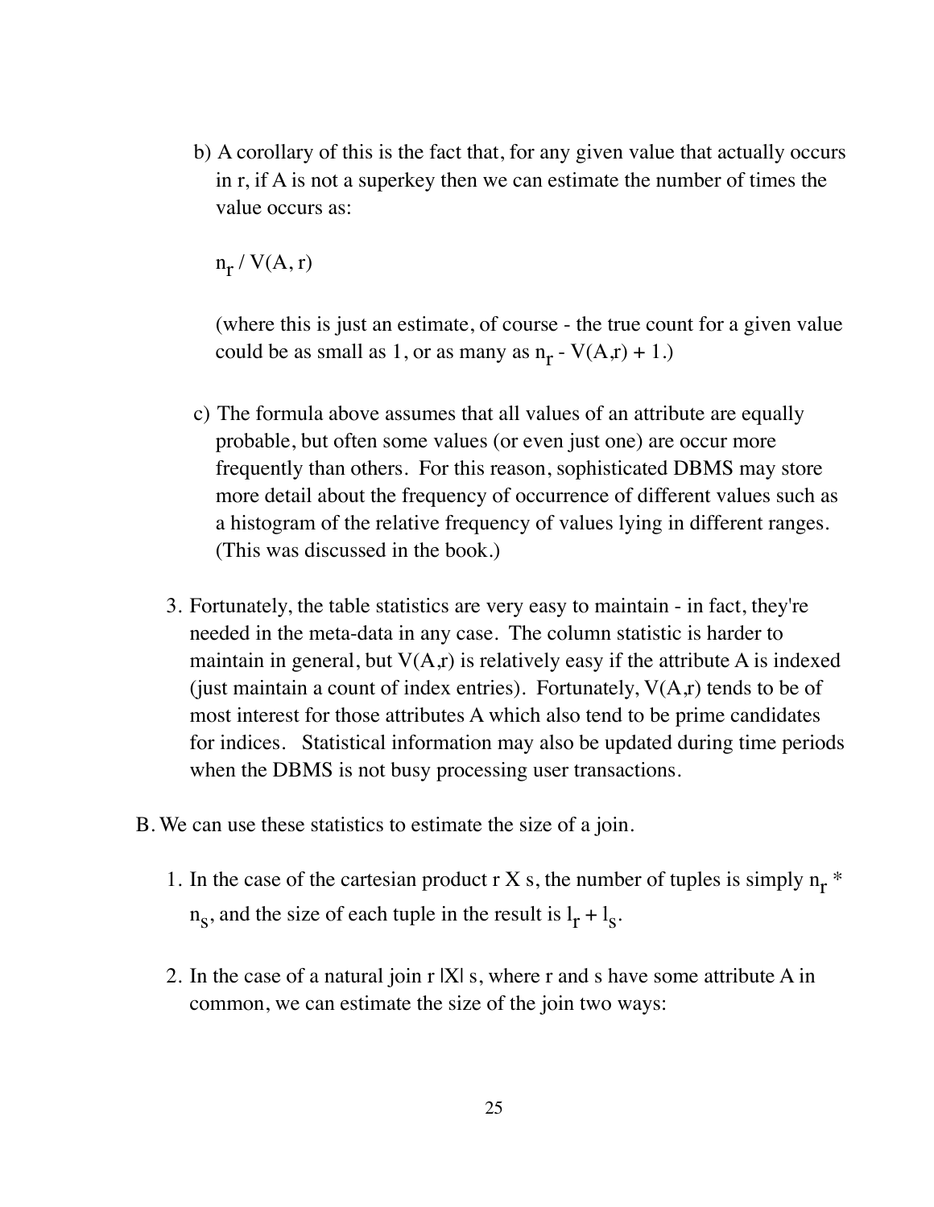b) A corollary of this is the fact that, for any given value that actually occurs in r, if A is not a superkey then we can estimate the number of times the value occurs as:

$n_r / V(A, r)$

(where this is just an estimate, of course - the true count for a given value could be as small as 1, or as many as $n_r$ - V(A,r) + 1.)

c) The formula above assumes that all values of an attribute are equally probable, but often some values (or even just one) are occur more frequently than others. For this reason, sophisticated DBMS may store more detail about the frequency of occurrence of different values such as a histogram of the relative frequency of values lying in different ranges. (This was discussed in the book.)

3. Fortunately, the table statistics are very easy to maintain - in fact, they're needed in the meta-data in any case. The column statistic is harder to maintain in general, but V(A,r) is relatively easy if the attribute A is indexed (just maintain a count of index entries). Fortunately, V(A,r) tends to be of most interest for those attributes A which also tend to be prime candidates for indices. Statistical information may also be updated during time periods when the DBMS is not busy processing user transactions.

B. We can use these statistics to estimate the size of a join.

1. In the case of the cartesian product r X s, the number of tuples is simply $n_r * n_s$, and the size of each tuple in the result is $l_r + l_s$.

2. In the case of a natural join r |X| s, where r and s have some attribute A in common, we can estimate the size of the join two ways: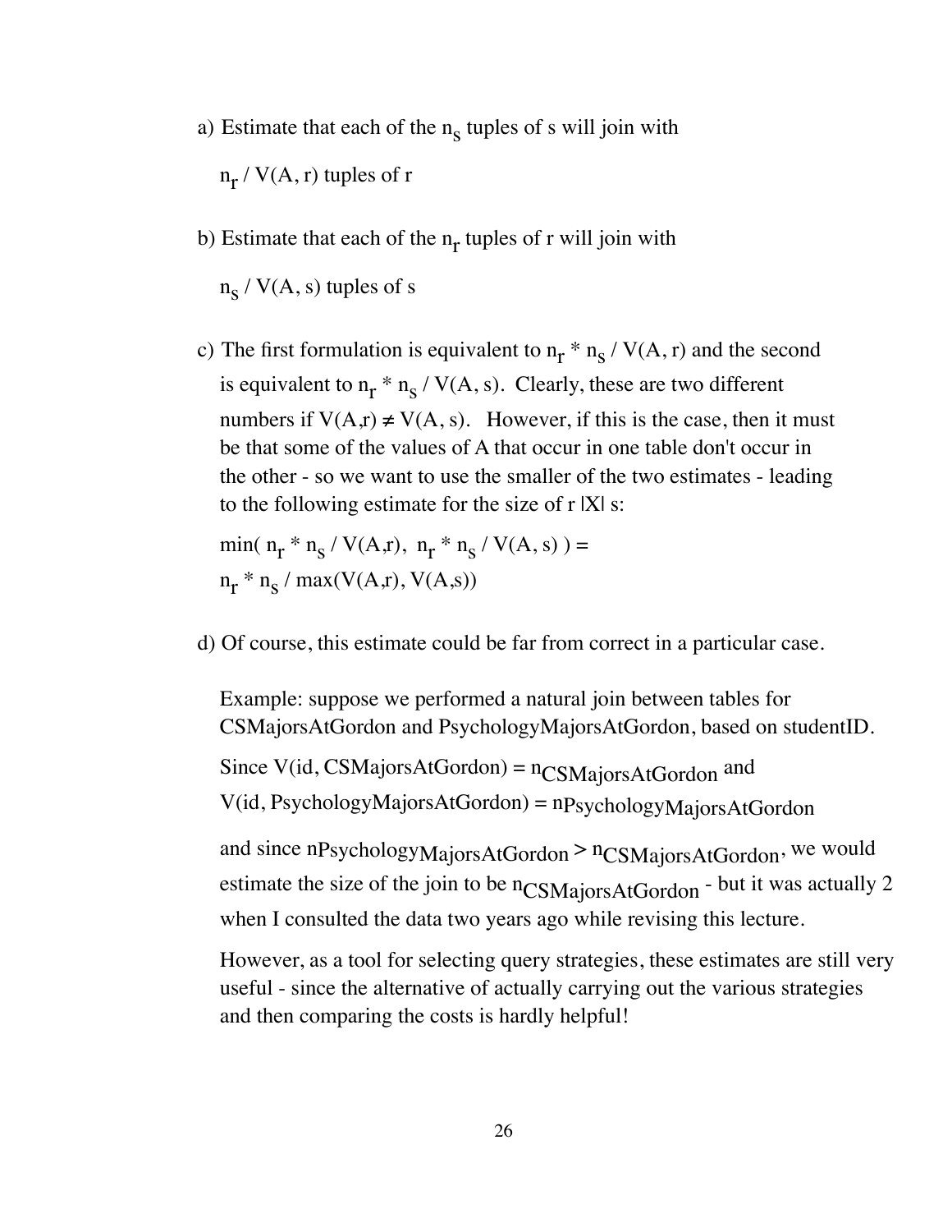a) Estimate that each of the $n_s$ tuples of s will join with

   $n_r / V(A, r)$ tuples of r

b) Estimate that each of the $n_r$ tuples of r will join with

   $n_s / V(A, s)$ tuples of s

c) The first formulation is equivalent to $n_r * n_s / V(A, r)$ and the second is equivalent to $n_r * n_s / V(A, s)$. Clearly, these are two different numbers if $V(A,r) \neq V(A, s)$. However, if this is the case, then it must be that some of the values of A that occur in one table don't occur in the other - so we want to use the smaller of the two estimates - leading to the following estimate for the size of r |X| s:

   $\min( n_r * n_s / V(A,r),\ n_r * n_s / V(A, s) ) =$
   $n_r * n_s / \max(V(A,r), V(A,s))$

d) Of course, this estimate could be far from correct in a particular case.

   Example: suppose we performed a natural join between tables for CSMajorsAtGordon and PsychologyMajorsAtGordon, based on studentID.

   Since $V(\text{id}, \text{CSMajorsAtGordon}) = n_{\text{CSMajorsAtGordon}}$ and $V(\text{id}, \text{PsychologyMajorsAtGordon}) = n_{\text{PsychologyMajorsAtGordon}}$

   and since $n_{\text{PsychologyMajorsAtGordon}} > n_{\text{CSMajorsAtGordon}}$, we would estimate the size of the join to be $n_{\text{CSMajorsAtGordon}}$ - but it was actually 2 when I consulted the data two years ago while revising this lecture.

   However, as a tool for selecting query strategies, these estimates are still very useful - since the alternative of actually carrying out the various strategies and then comparing the costs is hardly helpful!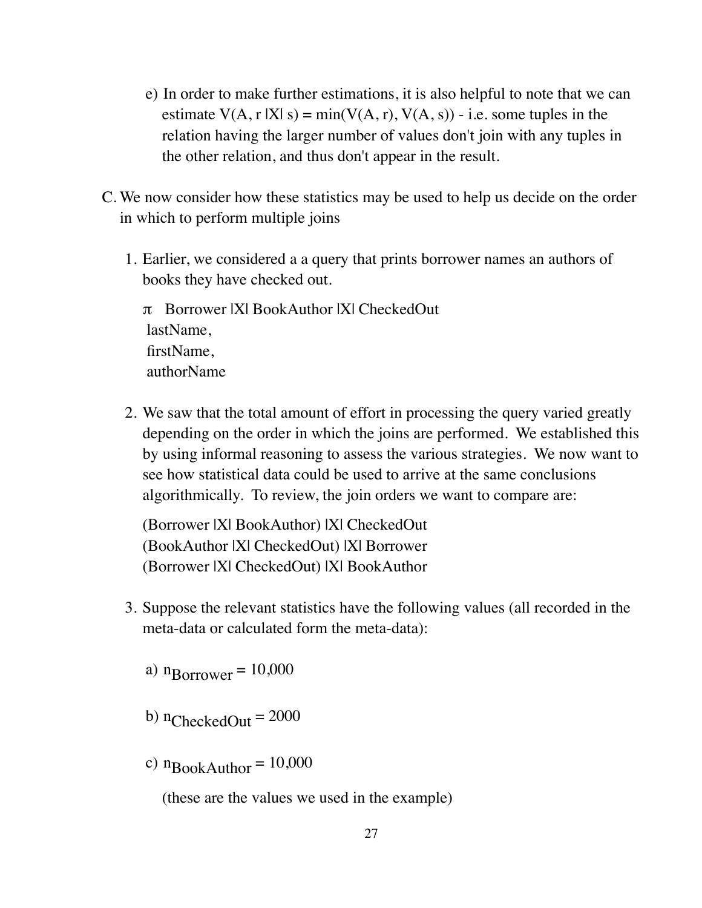e) In order to make further estimations, it is also helpful to note that we can estimate V(A, r |X| s) = min(V(A, r), V(A, s)) - i.e. some tuples in the relation having the larger number of values don't join with any tuples in the other relation, and thus don't appear in the result.

C. We now consider how these statistics may be used to help us decide on the order in which to perform multiple joins

1. Earlier, we considered a a query that prints borrower names an authors of books they have checked out.

   $\pi_{\text{lastName, firstName, authorName}}$ Borrower |X| BookAuthor |X| CheckedOut

2. We saw that the total amount of effort in processing the query varied greatly depending on the order in which the joins are performed. We established this by using informal reasoning to assess the various strategies. We now want to see how statistical data could be used to arrive at the same conclusions algorithmically. To review, the join orders we want to compare are:

   (Borrower |X| BookAuthor) |X| CheckedOut
   (BookAuthor |X| CheckedOut) |X| Borrower
   (Borrower |X| CheckedOut) |X| BookAuthor

3. Suppose the relevant statistics have the following values (all recorded in the meta-data or calculated form the meta-data):

   a) $n_{Borrower}$ = 10,000

   b) $n_{CheckedOut}$ = 2000

   c) $n_{BookAuthor}$ = 10,000

   (these are the values we used in the example)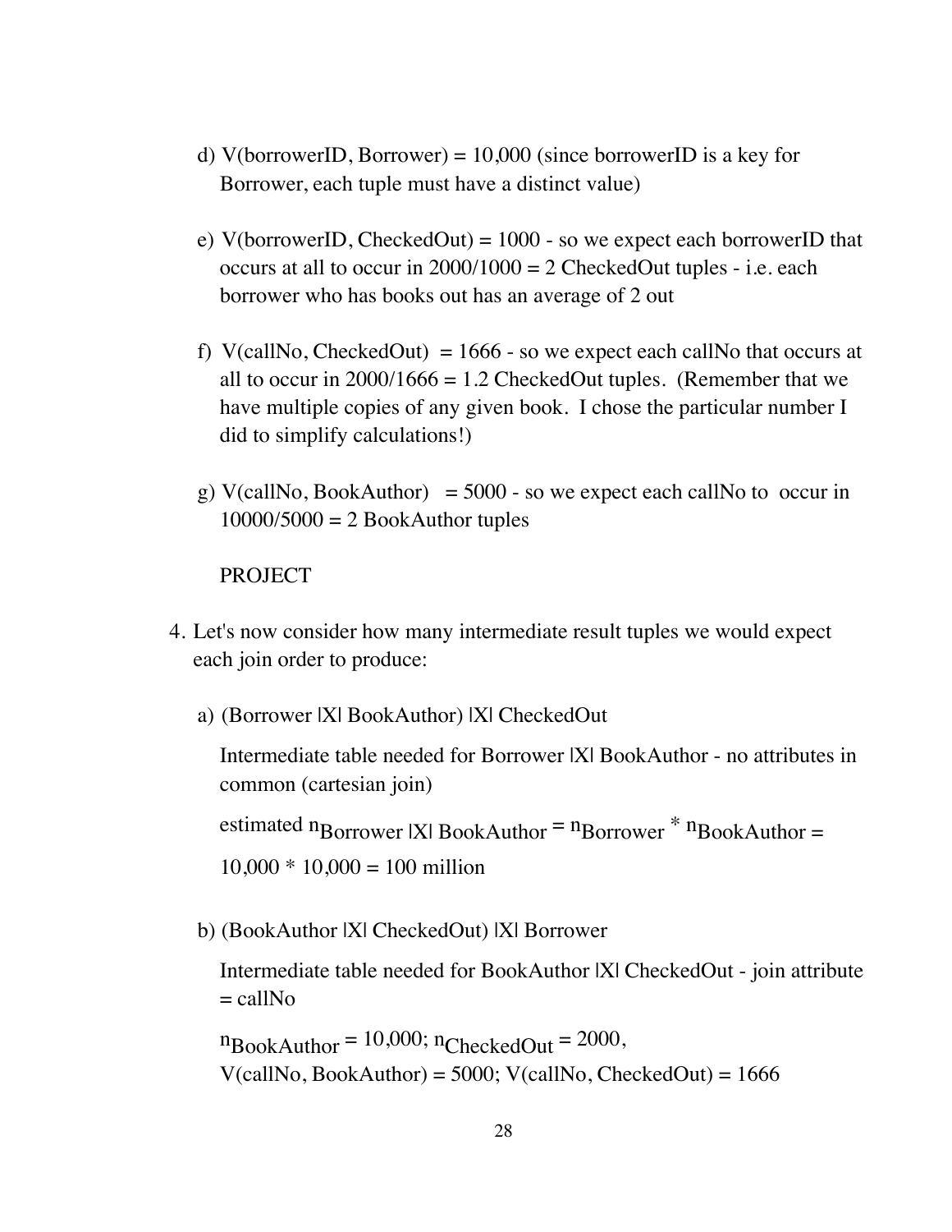d) V(borrowerID, Borrower) = 10,000 (since borrowerID is a key for Borrower, each tuple must have a distinct value)

e) V(borrowerID, CheckedOut) = 1000 - so we expect each borrowerID that occurs at all to occur in 2000/1000 = 2 CheckedOut tuples - i.e. each borrower who has books out has an average of 2 out

f) V(callNo, CheckedOut) = 1666 - so we expect each callNo that occurs at all to occur in 2000/1666 = 1.2 CheckedOut tuples. (Remember that we have multiple copies of any given book. I chose the particular number I did to simplify calculations!)

g) V(callNo, BookAuthor) = 5000 - so we expect each callNo to occur in 10000/5000 = 2 BookAuthor tuples

PROJECT

4. Let's now consider how many intermediate result tuples we would expect each join order to produce:

   a) (Borrower |X| BookAuthor) |X| CheckedOut

      Intermediate table needed for Borrower |X| BookAuthor - no attributes in common (cartesian join)

      estimated $n_{\text{Borrower |X| BookAuthor}} = n_{\text{Borrower}} * n_{\text{BookAuthor}} =$ 10,000 * 10,000 = 100 million

   b) (BookAuthor |X| CheckedOut) |X| Borrower

      Intermediate table needed for BookAuthor |X| CheckedOut - join attribute = callNo

      $n_{\text{BookAuthor}} = 10{,}000$; $n_{\text{CheckedOut}} = 2000$,
      V(callNo, BookAuthor) = 5000; V(callNo, CheckedOut) = 1666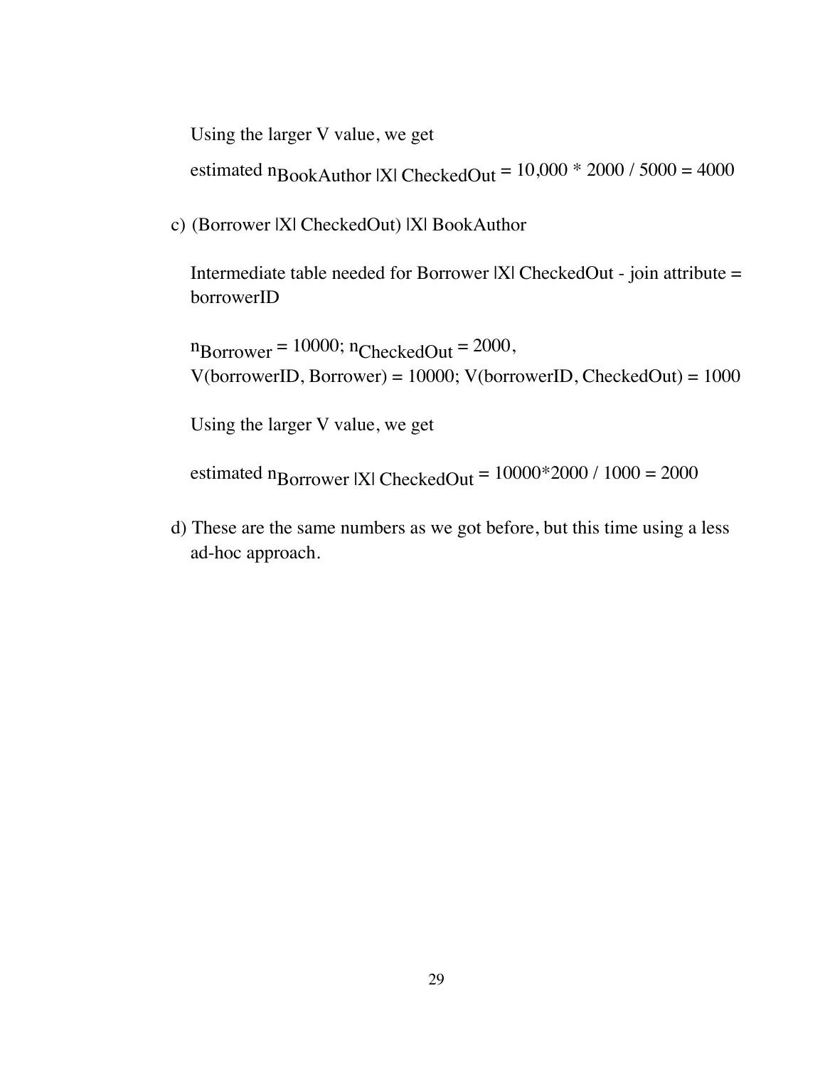Using the larger V value, we get

estimated $n_{BookAuthor\ |X|\ CheckedOut}$ = 10,000 * 2000 / 5000 = 4000

c) (Borrower |X| CheckedOut) |X| BookAuthor

Intermediate table needed for Borrower |X| CheckedOut - join attribute = borrowerID

$n_{Borrower}$ = 10000; $n_{CheckedOut}$ = 2000,
V(borrowerID, Borrower) = 10000; V(borrowerID, CheckedOut) = 1000

Using the larger V value, we get

estimated $n_{Borrower\ |X|\ CheckedOut}$ = 10000*2000 / 1000 = 2000

d) These are the same numbers as we got before, but this time using a less ad-hoc approach.